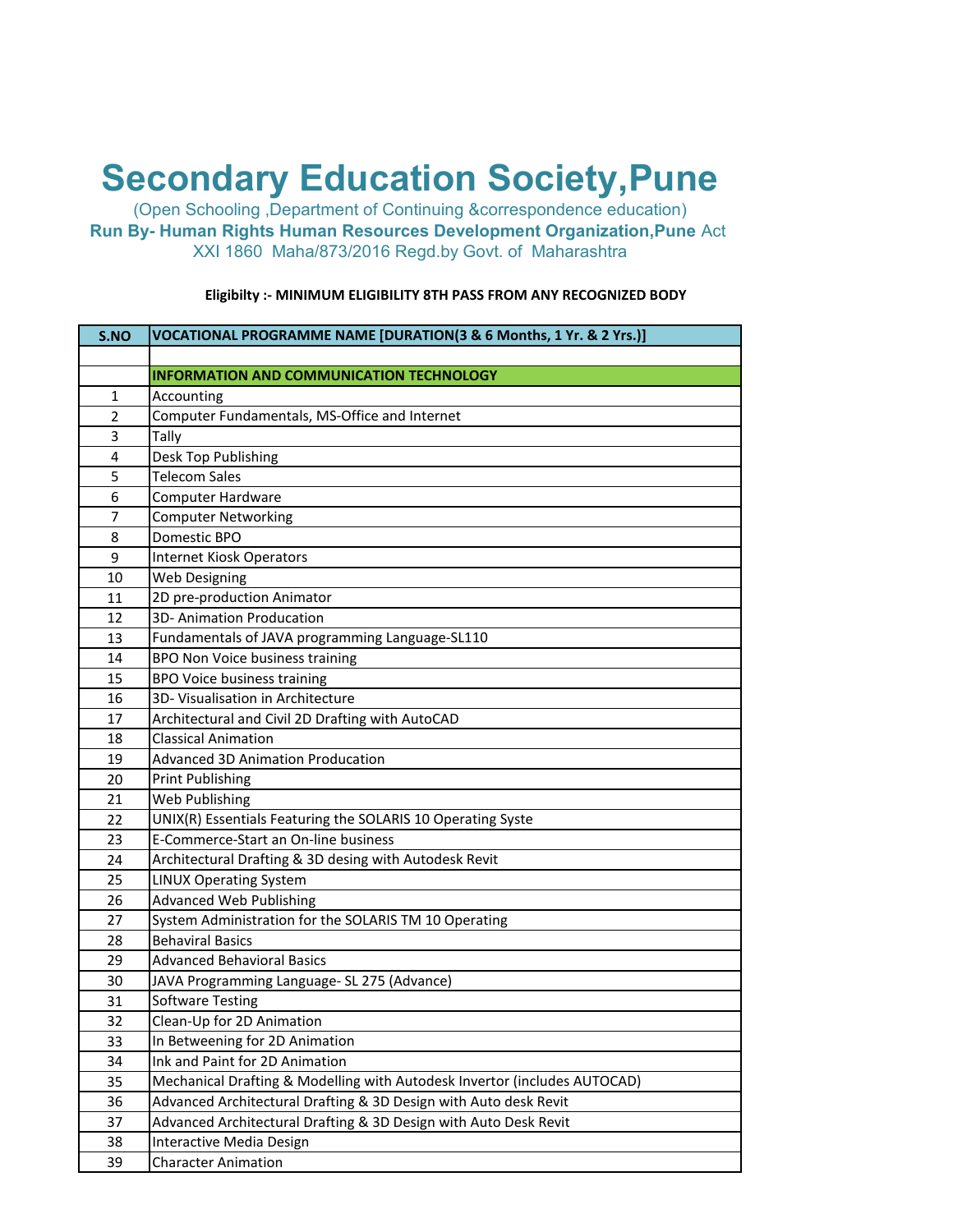# Secondary Education Society,Pune

(Open Schooling ,Department of Continuing &correspondence education)

**Run By- Human Rights Human Resources Development Organization,Pune** Act XXI 1860 Maha/873/2016 Regd.by Govt. of Maharashtra

**Eligibilty :- MINIMUM ELIGIBILITY 8TH PASS FROM ANY RECOGNIZED BODY**

| S.NO | VOCATIONAL PROGRAMME NAME [DURATION(3 & 6 Months, 1 Yr. & 2 Yrs.)] |
|---|---|
| | |
| | **INFORMATION AND COMMUNICATION TECHNOLOGY** |
| 1 | Accounting |
| 2 | Computer Fundamentals, MS-Office and Internet |
| 3 | Tally |
| 4 | Desk Top Publishing |
| 5 | Telecom Sales |
| 6 | Computer Hardware |
| 7 | Computer Networking |
| 8 | Domestic BPO |
| 9 | Internet Kiosk Operators |
| 10 | Web Designing |
| 11 | 2D pre-production Animator |
| 12 | 3D- Animation Producation |
| 13 | Fundamentals of JAVA programming Language-SL110 |
| 14 | BPO Non Voice business training |
| 15 | BPO Voice business training |
| 16 | 3D- Visualisation in Architecture |
| 17 | Architectural and Civil 2D Drafting with AutoCAD |
| 18 | Classical Animation |
| 19 | Advanced 3D Animation Producation |
| 20 | Print Publishing |
| 21 | Web Publishing |
| 22 | UNIX(R) Essentials Featuring the SOLARIS 10 Operating Syste |
| 23 | E-Commerce-Start an On-line business |
| 24 | Architectural Drafting & 3D desing with Autodesk Revit |
| 25 | LINUX Operating System |
| 26 | Advanced Web Publishing |
| 27 | System Administration for the SOLARIS TM 10 Operating |
| 28 | Behaviral Basics |
| 29 | Advanced Behavioral Basics |
| 30 | JAVA Programming Language- SL 275 (Advance) |
| 31 | Software Testing |
| 32 | Clean-Up for 2D Animation |
| 33 | In Betweening for 2D Animation |
| 34 | Ink and Paint for 2D Animation |
| 35 | Mechanical Drafting & Modelling with Autodesk Invertor (includes AUTOCAD) |
| 36 | Advanced Architectural Drafting & 3D Design with Auto desk Revit |
| 37 | Advanced Architectural Drafting & 3D Design with Auto Desk Revit |
| 38 | Interactive Media Design |
| 39 | Character Animation |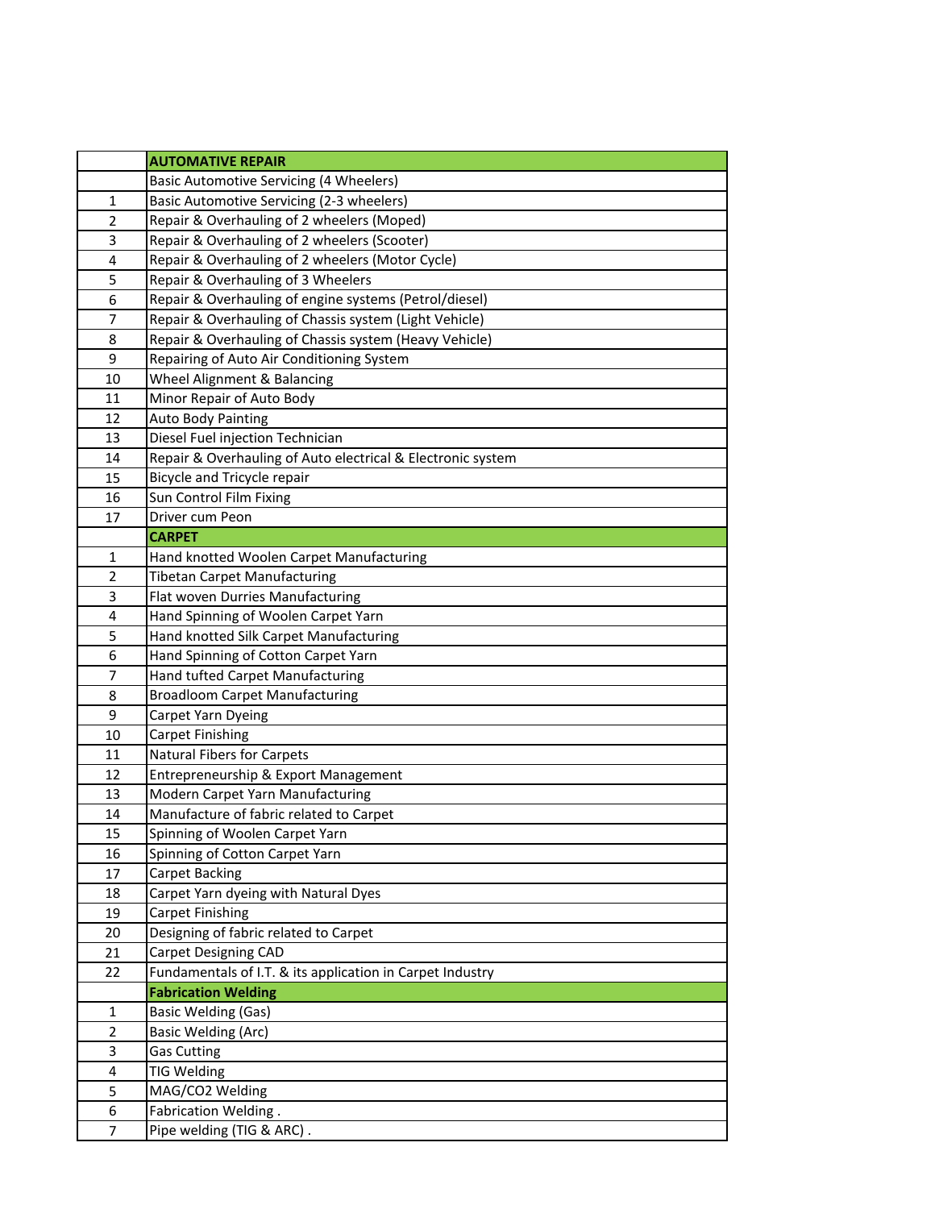| | AUTOMATIVE REPAIR |
|---|---|
| | Basic Automotive Servicing (4 Wheelers) |
| 1 | Basic Automotive Servicing (2-3 wheelers) |
| 2 | Repair & Overhauling of 2 wheelers (Moped) |
| 3 | Repair & Overhauling of 2 wheelers (Scooter) |
| 4 | Repair & Overhauling of 2 wheelers (Motor Cycle) |
| 5 | Repair & Overhauling of 3 Wheelers |
| 6 | Repair & Overhauling of engine systems (Petrol/diesel) |
| 7 | Repair & Overhauling of Chassis system (Light Vehicle) |
| 8 | Repair & Overhauling of Chassis system (Heavy Vehicle) |
| 9 | Repairing of Auto Air Conditioning System |
| 10 | Wheel Alignment & Balancing |
| 11 | Minor Repair of Auto Body |
| 12 | Auto Body Painting |
| 13 | Diesel Fuel injection Technician |
| 14 | Repair & Overhauling of Auto electrical & Electronic system |
| 15 | Bicycle and Tricycle repair |
| 16 | Sun Control Film Fixing |
| 17 | Driver cum Peon |
| | **CARPET** |
| 1 | Hand knotted Woolen Carpet Manufacturing |
| 2 | Tibetan Carpet Manufacturing |
| 3 | Flat woven Durries Manufacturing |
| 4 | Hand Spinning of Woolen Carpet Yarn |
| 5 | Hand knotted Silk Carpet Manufacturing |
| 6 | Hand Spinning of Cotton Carpet Yarn |
| 7 | Hand tufted Carpet Manufacturing |
| 8 | Broadloom Carpet Manufacturing |
| 9 | Carpet Yarn Dyeing |
| 10 | Carpet Finishing |
| 11 | Natural Fibers for Carpets |
| 12 | Entrepreneurship & Export Management |
| 13 | Modern Carpet Yarn Manufacturing |
| 14 | Manufacture of fabric related to Carpet |
| 15 | Spinning of Woolen Carpet Yarn |
| 16 | Spinning of Cotton Carpet Yarn |
| 17 | Carpet Backing |
| 18 | Carpet Yarn dyeing with Natural Dyes |
| 19 | Carpet Finishing |
| 20 | Designing of fabric related to Carpet |
| 21 | Carpet Designing CAD |
| 22 | Fundamentals of I.T. & its application in Carpet Industry |
| | **Fabrication Welding** |
| 1 | Basic Welding (Gas) |
| 2 | Basic Welding (Arc) |
| 3 | Gas Cutting |
| 4 | TIG Welding |
| 5 | MAG/CO2 Welding |
| 6 | Fabrication Welding . |
| 7 | Pipe welding (TIG & ARC) . |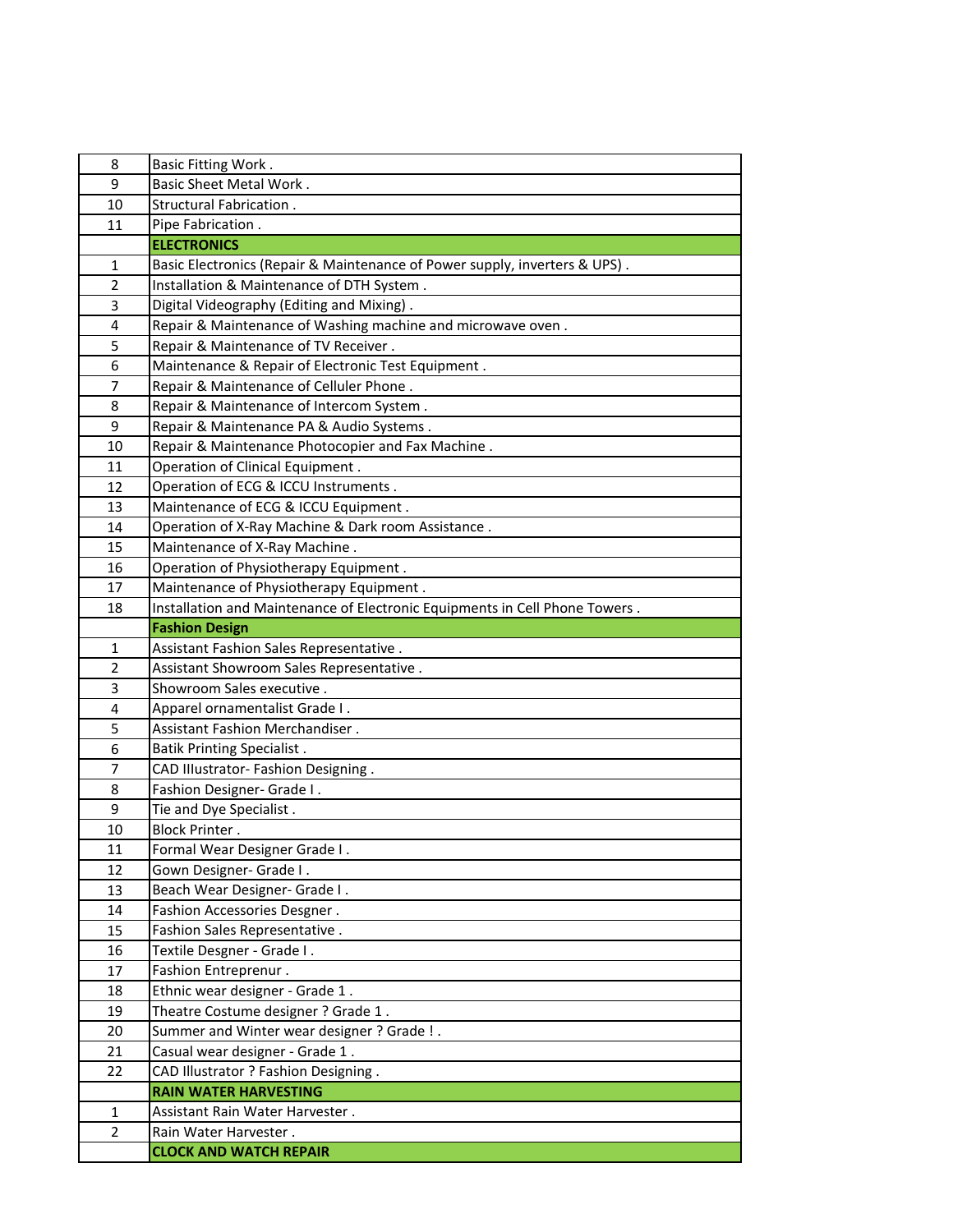| | |
|---|---|
| 8 | Basic Fitting Work . |
| 9 | Basic Sheet Metal Work . |
| 10 | Structural Fabrication . |
| 11 | Pipe Fabrication . |
| | **ELECTRONICS** |
| 1 | Basic Electronics (Repair & Maintenance of Power supply, inverters & UPS) . |
| 2 | Installation & Maintenance of DTH System . |
| 3 | Digital Videography (Editing and Mixing) . |
| 4 | Repair & Maintenance of Washing machine and microwave oven . |
| 5 | Repair & Maintenance of TV Receiver . |
| 6 | Maintenance & Repair of Electronic Test Equipment . |
| 7 | Repair & Maintenance of Celluler Phone . |
| 8 | Repair & Maintenance of Intercom System . |
| 9 | Repair & Maintenance PA & Audio Systems . |
| 10 | Repair & Maintenance Photocopier and Fax Machine . |
| 11 | Operation of Clinical Equipment . |
| 12 | Operation of ECG & ICCU Instruments . |
| 13 | Maintenance of ECG & ICCU Equipment . |
| 14 | Operation of X-Ray Machine & Dark room Assistance . |
| 15 | Maintenance of X-Ray Machine . |
| 16 | Operation of Physiotherapy Equipment . |
| 17 | Maintenance of Physiotherapy Equipment . |
| 18 | Installation and Maintenance of Electronic Equipments in Cell Phone Towers . |
| | **Fashion Design** |
| 1 | Assistant Fashion Sales Representative . |
| 2 | Assistant Showroom Sales Representative . |
| 3 | Showroom Sales executive . |
| 4 | Apparel ornamentalist Grade I . |
| 5 | Assistant Fashion Merchandiser . |
| 6 | Batik Printing Specialist . |
| 7 | CAD Illustrator- Fashion Designing . |
| 8 | Fashion Designer- Grade I . |
| 9 | Tie and Dye Specialist . |
| 10 | Block Printer . |
| 11 | Formal Wear Designer Grade I . |
| 12 | Gown Designer- Grade I . |
| 13 | Beach Wear Designer- Grade I . |
| 14 | Fashion Accessories Desgner . |
| 15 | Fashion Sales Representative . |
| 16 | Textile Desgner - Grade I . |
| 17 | Fashion Entreprenur . |
| 18 | Ethnic wear designer - Grade 1 . |
| 19 | Theatre Costume designer ? Grade 1 . |
| 20 | Summer and Winter wear designer ? Grade ! . |
| 21 | Casual wear designer - Grade 1 . |
| 22 | CAD Illustrator ? Fashion Designing . |
| | **RAIN WATER HARVESTING** |
| 1 | Assistant Rain Water Harvester . |
| 2 | Rain Water Harvester . |
| | **CLOCK AND WATCH REPAIR** |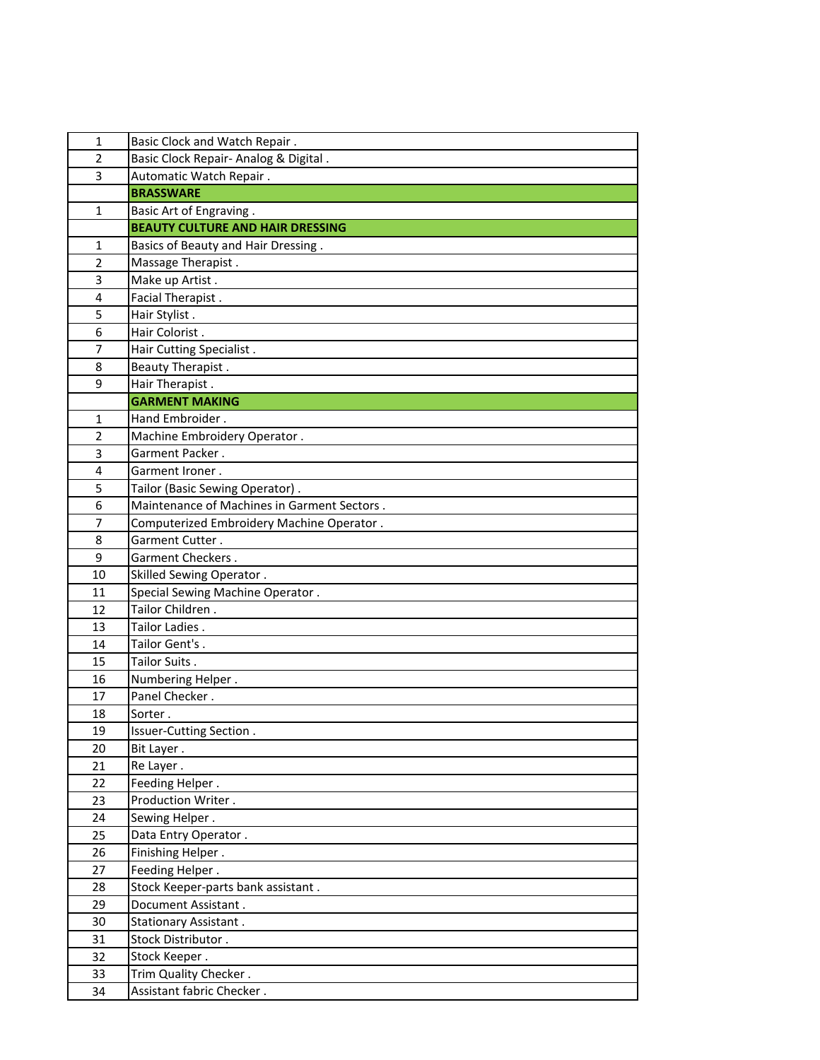| | |
|---|---|
| 1 | Basic Clock and Watch Repair . |
| 2 | Basic Clock Repair- Analog & Digital . |
| 3 | Automatic Watch Repair . |
| | **BRASSWARE** |
| 1 | Basic Art of Engraving . |
| | **BEAUTY CULTURE AND HAIR DRESSING** |
| 1 | Basics of Beauty and Hair Dressing . |
| 2 | Massage Therapist . |
| 3 | Make up Artist . |
| 4 | Facial Therapist . |
| 5 | Hair Stylist . |
| 6 | Hair Colorist . |
| 7 | Hair Cutting Specialist . |
| 8 | Beauty Therapist . |
| 9 | Hair Therapist . |
| | **GARMENT MAKING** |
| 1 | Hand Embroider . |
| 2 | Machine Embroidery Operator . |
| 3 | Garment Packer . |
| 4 | Garment Ironer . |
| 5 | Tailor (Basic Sewing Operator) . |
| 6 | Maintenance of Machines in Garment Sectors . |
| 7 | Computerized Embroidery Machine Operator . |
| 8 | Garment Cutter . |
| 9 | Garment Checkers . |
| 10 | Skilled Sewing Operator . |
| 11 | Special Sewing Machine Operator . |
| 12 | Tailor Children . |
| 13 | Tailor Ladies . |
| 14 | Tailor Gent's . |
| 15 | Tailor Suits . |
| 16 | Numbering Helper . |
| 17 | Panel Checker . |
| 18 | Sorter . |
| 19 | Issuer-Cutting Section . |
| 20 | Bit Layer . |
| 21 | Re Layer . |
| 22 | Feeding Helper . |
| 23 | Production Writer . |
| 24 | Sewing Helper . |
| 25 | Data Entry Operator . |
| 26 | Finishing Helper . |
| 27 | Feeding Helper . |
| 28 | Stock Keeper-parts bank assistant . |
| 29 | Document Assistant . |
| 30 | Stationary Assistant . |
| 31 | Stock Distributor . |
| 32 | Stock Keeper . |
| 33 | Trim Quality Checker . |
| 34 | Assistant fabric Checker . |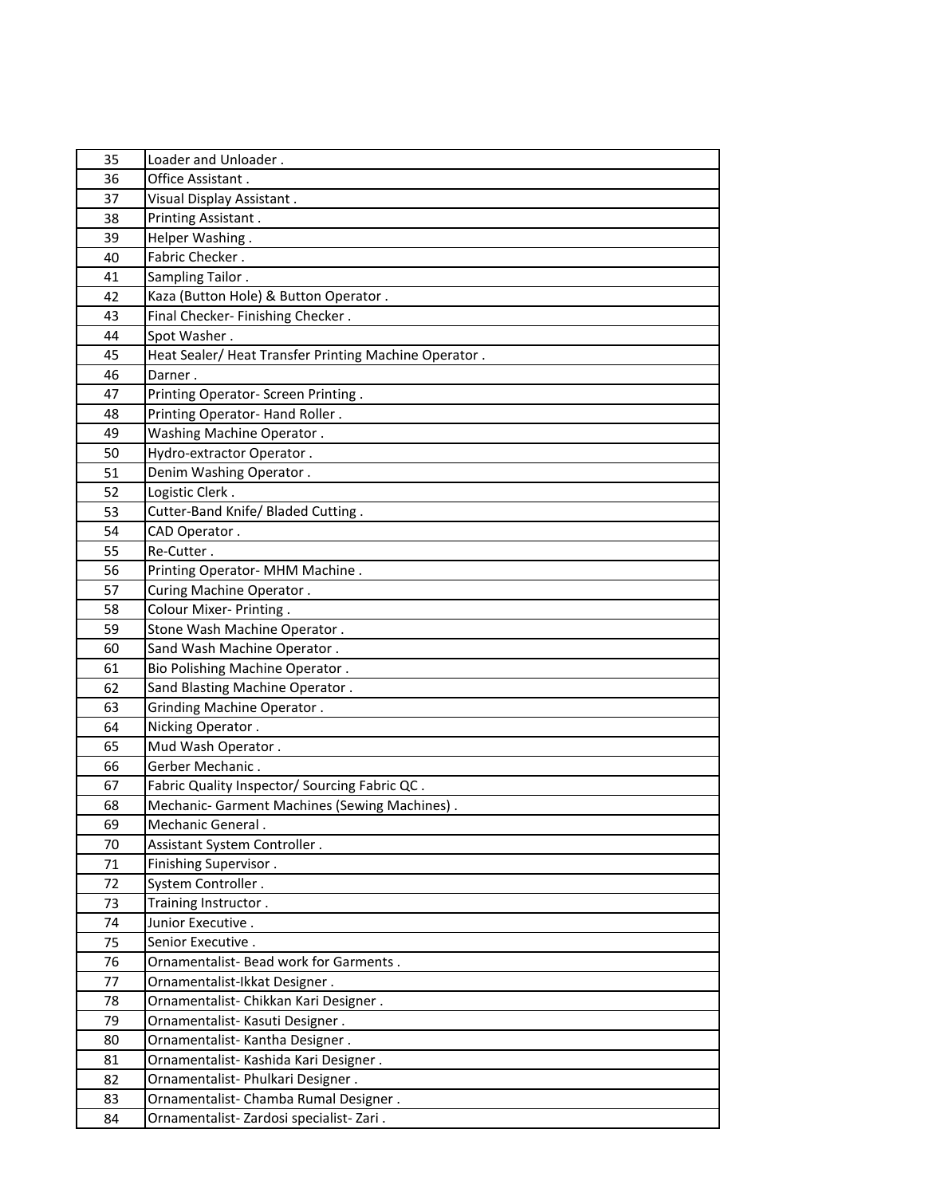| | |
|---|---|
| 35 | Loader and Unloader . |
| 36 | Office Assistant . |
| 37 | Visual Display Assistant . |
| 38 | Printing Assistant . |
| 39 | Helper Washing . |
| 40 | Fabric Checker . |
| 41 | Sampling Tailor . |
| 42 | Kaza (Button Hole) & Button Operator . |
| 43 | Final Checker- Finishing Checker . |
| 44 | Spot Washer . |
| 45 | Heat Sealer/ Heat Transfer Printing Machine Operator . |
| 46 | Darner . |
| 47 | Printing Operator- Screen Printing . |
| 48 | Printing Operator- Hand Roller . |
| 49 | Washing Machine Operator . |
| 50 | Hydro-extractor Operator . |
| 51 | Denim Washing Operator . |
| 52 | Logistic Clerk . |
| 53 | Cutter-Band Knife/ Bladed Cutting . |
| 54 | CAD Operator . |
| 55 | Re-Cutter . |
| 56 | Printing Operator- MHM Machine . |
| 57 | Curing Machine Operator . |
| 58 | Colour Mixer- Printing . |
| 59 | Stone Wash Machine Operator . |
| 60 | Sand Wash Machine Operator . |
| 61 | Bio Polishing Machine Operator . |
| 62 | Sand Blasting Machine Operator . |
| 63 | Grinding Machine Operator . |
| 64 | Nicking Operator . |
| 65 | Mud Wash Operator . |
| 66 | Gerber Mechanic . |
| 67 | Fabric Quality Inspector/ Sourcing Fabric QC . |
| 68 | Mechanic- Garment Machines (Sewing Machines) . |
| 69 | Mechanic General . |
| 70 | Assistant System Controller . |
| 71 | Finishing Supervisor . |
| 72 | System Controller . |
| 73 | Training Instructor . |
| 74 | Junior Executive . |
| 75 | Senior Executive . |
| 76 | Ornamentalist- Bead work for Garments . |
| 77 | Ornamentalist-Ikkat Designer . |
| 78 | Ornamentalist- Chikkan Kari Designer . |
| 79 | Ornamentalist- Kasuti Designer . |
| 80 | Ornamentalist- Kantha Designer . |
| 81 | Ornamentalist- Kashida Kari Designer . |
| 82 | Ornamentalist- Phulkari Designer . |
| 83 | Ornamentalist- Chamba Rumal Designer . |
| 84 | Ornamentalist- Zardosi specialist- Zari . |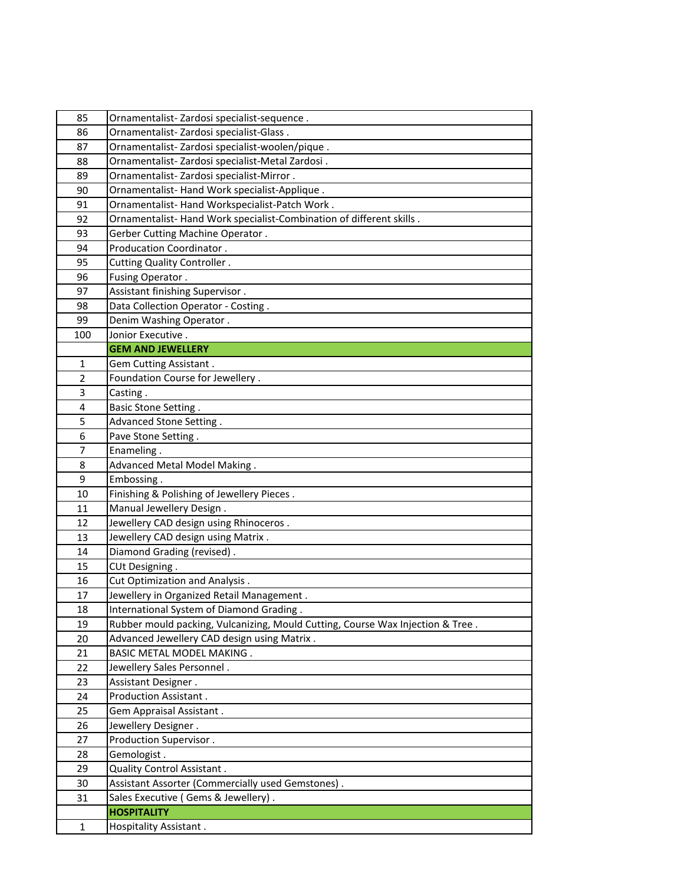| | |
|---|---|
| 85 | Ornamentalist- Zardosi specialist-sequence . |
| 86 | Ornamentalist- Zardosi specialist-Glass . |
| 87 | Ornamentalist- Zardosi specialist-woolen/pique . |
| 88 | Ornamentalist- Zardosi specialist-Metal Zardosi . |
| 89 | Ornamentalist- Zardosi specialist-Mirror . |
| 90 | Ornamentalist- Hand Work specialist-Applique . |
| 91 | Ornamentalist- Hand Workspecialist-Patch Work . |
| 92 | Ornamentalist- Hand Work specialist-Combination of different skills . |
| 93 | Gerber Cutting Machine Operator . |
| 94 | Producation Coordinator . |
| 95 | Cutting Quality Controller . |
| 96 | Fusing Operator . |
| 97 | Assistant finishing Supervisor . |
| 98 | Data Collection Operator - Costing . |
| 99 | Denim Washing Operator . |
| 100 | Jonior Executive . |
| | **GEM AND JEWELLERY** |
| 1 | Gem Cutting Assistant . |
| 2 | Foundation Course for Jewellery . |
| 3 | Casting . |
| 4 | Basic Stone Setting . |
| 5 | Advanced Stone Setting . |
| 6 | Pave Stone Setting . |
| 7 | Enameling . |
| 8 | Advanced Metal Model Making . |
| 9 | Embossing . |
| 10 | Finishing & Polishing of Jewellery Pieces . |
| 11 | Manual Jewellery Design . |
| 12 | Jewellery CAD design using Rhinoceros . |
| 13 | Jewellery CAD design using Matrix . |
| 14 | Diamond Grading (revised) . |
| 15 | CUt Designing . |
| 16 | Cut Optimization and Analysis . |
| 17 | Jewellery in Organized Retail Management . |
| 18 | International System of Diamond Grading . |
| 19 | Rubber mould packing, Vulcanizing, Mould Cutting, Course Wax Injection & Tree . |
| 20 | Advanced Jewellery CAD design using Matrix . |
| 21 | BASIC METAL MODEL MAKING . |
| 22 | Jewellery Sales Personnel . |
| 23 | Assistant Designer . |
| 24 | Production Assistant . |
| 25 | Gem Appraisal Assistant . |
| 26 | Jewellery Designer . |
| 27 | Production Supervisor . |
| 28 | Gemologist . |
| 29 | Quality Control Assistant . |
| 30 | Assistant Assorter (Commercially used Gemstones) . |
| 31 | Sales Executive ( Gems & Jewellery) . |
| | **HOSPITALITY** |
| 1 | Hospitality Assistant . |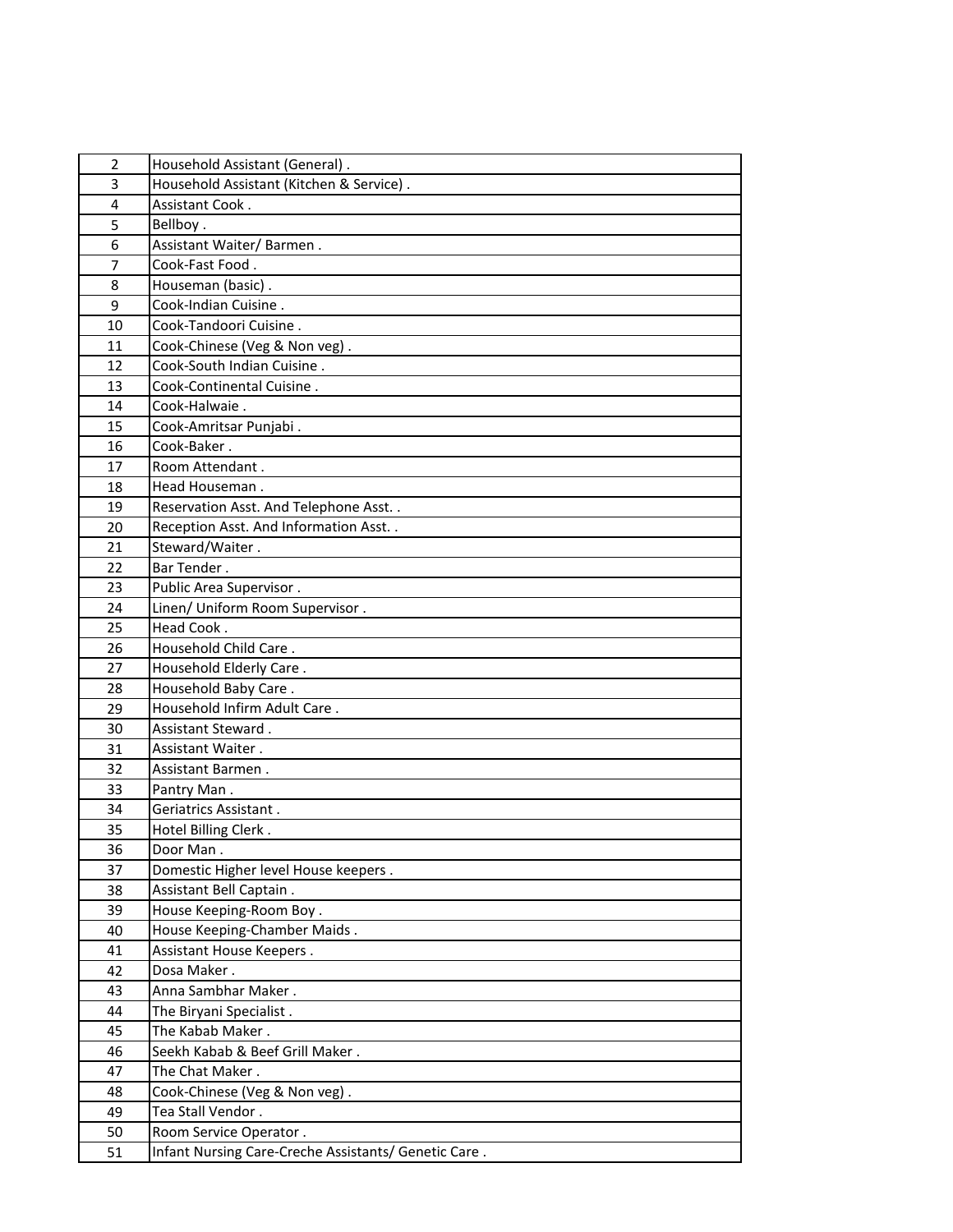| | |
|---|---|
| 2 | Household Assistant (General) . |
| 3 | Household Assistant (Kitchen & Service) . |
| 4 | Assistant Cook . |
| 5 | Bellboy . |
| 6 | Assistant Waiter/ Barmen . |
| 7 | Cook-Fast Food . |
| 8 | Houseman (basic) . |
| 9 | Cook-Indian Cuisine . |
| 10 | Cook-Tandoori Cuisine . |
| 11 | Cook-Chinese (Veg & Non veg) . |
| 12 | Cook-South Indian Cuisine . |
| 13 | Cook-Continental Cuisine . |
| 14 | Cook-Halwaie . |
| 15 | Cook-Amritsar Punjabi . |
| 16 | Cook-Baker . |
| 17 | Room Attendant . |
| 18 | Head Houseman . |
| 19 | Reservation Asst. And Telephone Asst. . |
| 20 | Reception Asst. And Information Asst. . |
| 21 | Steward/Waiter . |
| 22 | Bar Tender . |
| 23 | Public Area Supervisor . |
| 24 | Linen/ Uniform Room Supervisor . |
| 25 | Head Cook . |
| 26 | Household Child Care . |
| 27 | Household Elderly Care . |
| 28 | Household Baby Care . |
| 29 | Household Infirm Adult Care . |
| 30 | Assistant Steward . |
| 31 | Assistant Waiter . |
| 32 | Assistant Barmen . |
| 33 | Pantry Man . |
| 34 | Geriatrics Assistant . |
| 35 | Hotel Billing Clerk . |
| 36 | Door Man . |
| 37 | Domestic Higher level House keepers . |
| 38 | Assistant Bell Captain . |
| 39 | House Keeping-Room Boy . |
| 40 | House Keeping-Chamber Maids . |
| 41 | Assistant House Keepers . |
| 42 | Dosa Maker . |
| 43 | Anna Sambhar Maker . |
| 44 | The Biryani Specialist . |
| 45 | The Kabab Maker . |
| 46 | Seekh Kabab & Beef Grill Maker . |
| 47 | The Chat Maker . |
| 48 | Cook-Chinese (Veg & Non veg) . |
| 49 | Tea Stall Vendor . |
| 50 | Room Service Operator . |
| 51 | Infant Nursing Care-Creche Assistants/ Genetic Care . |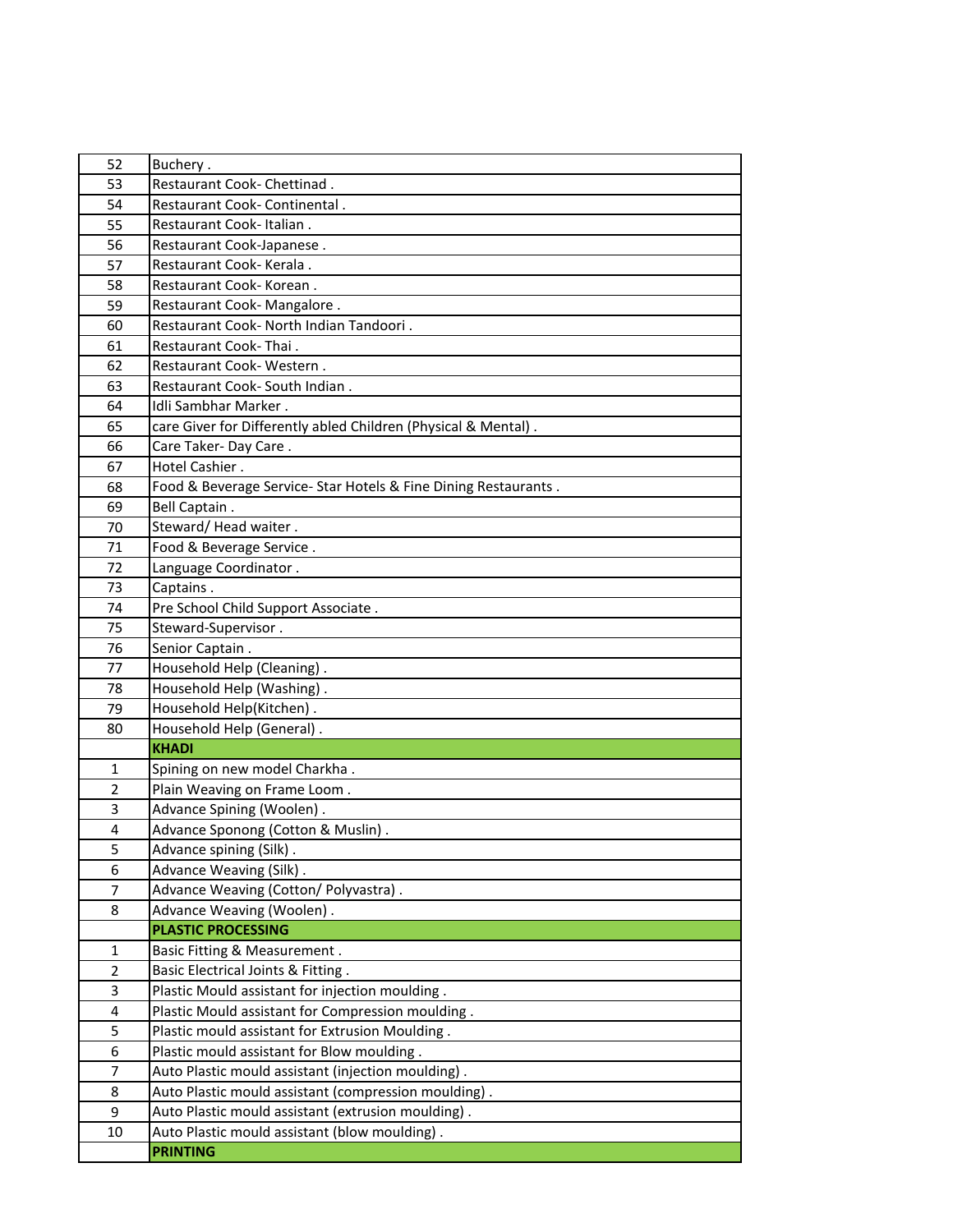| | |
|---|---|
| 52 | Buchery . |
| 53 | Restaurant Cook- Chettinad . |
| 54 | Restaurant Cook- Continental . |
| 55 | Restaurant Cook- Italian . |
| 56 | Restaurant Cook-Japanese . |
| 57 | Restaurant Cook- Kerala . |
| 58 | Restaurant Cook- Korean . |
| 59 | Restaurant Cook- Mangalore . |
| 60 | Restaurant Cook- North Indian Tandoori . |
| 61 | Restaurant Cook- Thai . |
| 62 | Restaurant Cook- Western . |
| 63 | Restaurant Cook- South Indian . |
| 64 | Idli Sambhar Marker . |
| 65 | care Giver for Differently abled Children (Physical & Mental) . |
| 66 | Care Taker- Day Care . |
| 67 | Hotel Cashier . |
| 68 | Food & Beverage Service- Star Hotels & Fine Dining Restaurants . |
| 69 | Bell Captain . |
| 70 | Steward/ Head waiter . |
| 71 | Food & Beverage Service . |
| 72 | Language Coordinator . |
| 73 | Captains . |
| 74 | Pre School Child Support Associate . |
| 75 | Steward-Supervisor . |
| 76 | Senior Captain . |
| 77 | Household Help (Cleaning) . |
| 78 | Household Help (Washing) . |
| 79 | Household Help(Kitchen) . |
| 80 | Household Help (General) . |
| | **KHADI** |
| 1 | Spining on new model Charkha . |
| 2 | Plain Weaving on Frame Loom . |
| 3 | Advance Spining (Woolen) . |
| 4 | Advance Sponong (Cotton & Muslin) . |
| 5 | Advance spining (Silk) . |
| 6 | Advance Weaving (Silk) . |
| 7 | Advance Weaving (Cotton/ Polyvastra) . |
| 8 | Advance Weaving (Woolen) . |
| | **PLASTIC PROCESSING** |
| 1 | Basic Fitting & Measurement . |
| 2 | Basic Electrical Joints & Fitting . |
| 3 | Plastic Mould assistant for injection moulding . |
| 4 | Plastic Mould assistant for Compression moulding . |
| 5 | Plastic mould assistant for Extrusion Moulding . |
| 6 | Plastic mould assistant for Blow moulding . |
| 7 | Auto Plastic mould assistant (injection moulding) . |
| 8 | Auto Plastic mould assistant (compression moulding) . |
| 9 | Auto Plastic mould assistant (extrusion moulding) . |
| 10 | Auto Plastic mould assistant (blow moulding) . |
| | **PRINTING** |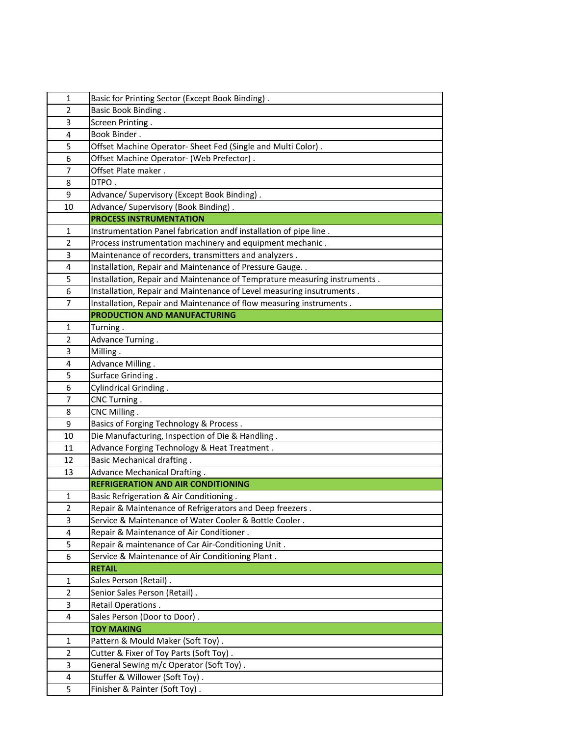| | |
|---|---|
| 1 | Basic for Printing Sector (Except Book Binding) . |
| 2 | Basic Book Binding . |
| 3 | Screen Printing . |
| 4 | Book Binder . |
| 5 | Offset Machine Operator- Sheet Fed (Single and Multi Color) . |
| 6 | Offset Machine Operator- (Web Prefector) . |
| 7 | Offset Plate maker . |
| 8 | DTPO . |
| 9 | Advance/ Supervisory (Except Book Binding) . |
| 10 | Advance/ Supervisory (Book Binding) . |
| | **PROCESS INSTRUMENTATION** |
| 1 | Instrumentation Panel fabrication andf installation of pipe line . |
| 2 | Process instrumentation machinery and equipment mechanic . |
| 3 | Maintenance of recorders, transmitters and analyzers . |
| 4 | Installation, Repair and Maintenance of Pressure Gauge. . |
| 5 | Installation, Repair and Maintenance of Temprature measuring instruments . |
| 6 | Installation, Repair and Maintenance of Level measuring insutruments . |
| 7 | Installation, Repair and Maintenance of flow measuring instruments . |
| | **PRODUCTION AND MANUFACTURING** |
| 1 | Turning . |
| 2 | Advance Turning . |
| 3 | Milling . |
| 4 | Advance Milling . |
| 5 | Surface Grinding . |
| 6 | Cylindrical Grinding . |
| 7 | CNC Turning . |
| 8 | CNC Milling . |
| 9 | Basics of Forging Technology & Process . |
| 10 | Die Manufacturing, Inspection of Die & Handling . |
| 11 | Advance Forging Technology & Heat Treatment . |
| 12 | Basic Mechanical drafting . |
| 13 | Advance Mechanical Drafting . |
| | **REFRIGERATION AND AIR CONDITIONING** |
| 1 | Basic Refrigeration & Air Conditioning . |
| 2 | Repair & Maintenance of Refrigerators and Deep freezers . |
| 3 | Service & Maintenance of Water Cooler & Bottle Cooler . |
| 4 | Repair & Maintenance of Air Conditioner . |
| 5 | Repair & maintenance of Car Air-Conditioning Unit . |
| 6 | Service & Maintenance of Air Conditioning Plant . |
| | **RETAIL** |
| 1 | Sales Person (Retail) . |
| 2 | Senior Sales Person (Retail) . |
| 3 | Retail Operations . |
| 4 | Sales Person (Door to Door) . |
| | **TOY MAKING** |
| 1 | Pattern & Mould Maker (Soft Toy) . |
| 2 | Cutter & Fixer of Toy Parts (Soft Toy) . |
| 3 | General Sewing m/c Operator (Soft Toy) . |
| 4 | Stuffer & Willower (Soft Toy) . |
| 5 | Finisher & Painter (Soft Toy) . |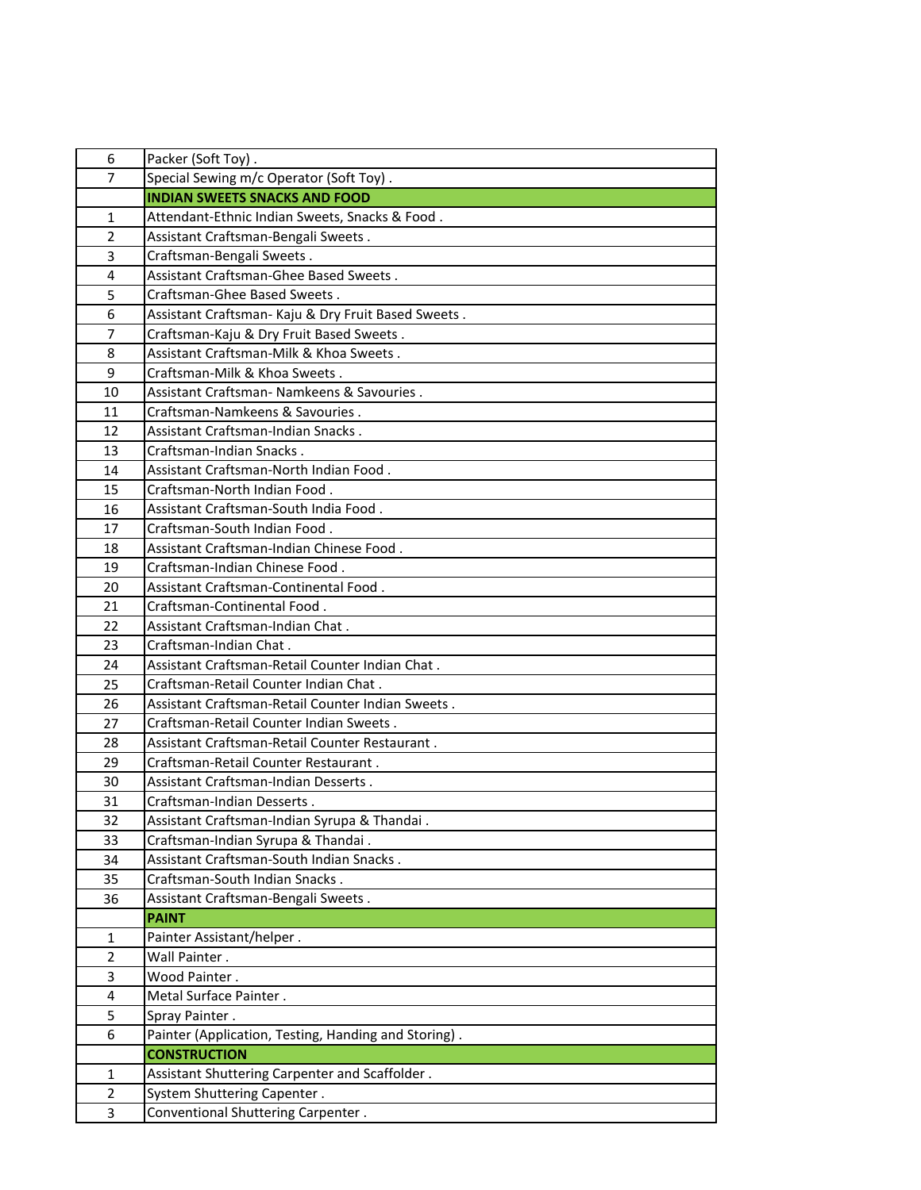| | |
|---|---|
| 6 | Packer (Soft Toy) . |
| 7 | Special Sewing m/c Operator (Soft Toy) . |
| | **INDIAN SWEETS SNACKS AND FOOD** |
| 1 | Attendant-Ethnic Indian Sweets, Snacks & Food . |
| 2 | Assistant Craftsman-Bengali Sweets . |
| 3 | Craftsman-Bengali Sweets . |
| 4 | Assistant Craftsman-Ghee Based Sweets . |
| 5 | Craftsman-Ghee Based Sweets . |
| 6 | Assistant Craftsman- Kaju & Dry Fruit Based Sweets . |
| 7 | Craftsman-Kaju & Dry Fruit Based Sweets . |
| 8 | Assistant Craftsman-Milk & Khoa Sweets . |
| 9 | Craftsman-Milk & Khoa Sweets . |
| 10 | Assistant Craftsman- Namkeens & Savouries . |
| 11 | Craftsman-Namkeens & Savouries . |
| 12 | Assistant Craftsman-Indian Snacks . |
| 13 | Craftsman-Indian Snacks . |
| 14 | Assistant Craftsman-North Indian Food . |
| 15 | Craftsman-North Indian Food . |
| 16 | Assistant Craftsman-South India Food . |
| 17 | Craftsman-South Indian Food . |
| 18 | Assistant Craftsman-Indian Chinese Food . |
| 19 | Craftsman-Indian Chinese Food . |
| 20 | Assistant Craftsman-Continental Food . |
| 21 | Craftsman-Continental Food . |
| 22 | Assistant Craftsman-Indian Chat . |
| 23 | Craftsman-Indian Chat . |
| 24 | Assistant Craftsman-Retail Counter Indian Chat . |
| 25 | Craftsman-Retail Counter Indian Chat . |
| 26 | Assistant Craftsman-Retail Counter Indian Sweets . |
| 27 | Craftsman-Retail Counter Indian Sweets . |
| 28 | Assistant Craftsman-Retail Counter Restaurant . |
| 29 | Craftsman-Retail Counter Restaurant . |
| 30 | Assistant Craftsman-Indian Desserts . |
| 31 | Craftsman-Indian Desserts . |
| 32 | Assistant Craftsman-Indian Syrupa & Thandai . |
| 33 | Craftsman-Indian Syrupa & Thandai . |
| 34 | Assistant Craftsman-South Indian Snacks . |
| 35 | Craftsman-South Indian Snacks . |
| 36 | Assistant Craftsman-Bengali Sweets . |
| | **PAINT** |
| 1 | Painter Assistant/helper . |
| 2 | Wall Painter . |
| 3 | Wood Painter . |
| 4 | Metal Surface Painter . |
| 5 | Spray Painter . |
| 6 | Painter (Application, Testing, Handing and Storing) . |
| | **CONSTRUCTION** |
| 1 | Assistant Shuttering Carpenter and Scaffolder . |
| 2 | System Shuttering Capenter . |
| 3 | Conventional Shuttering Carpenter . |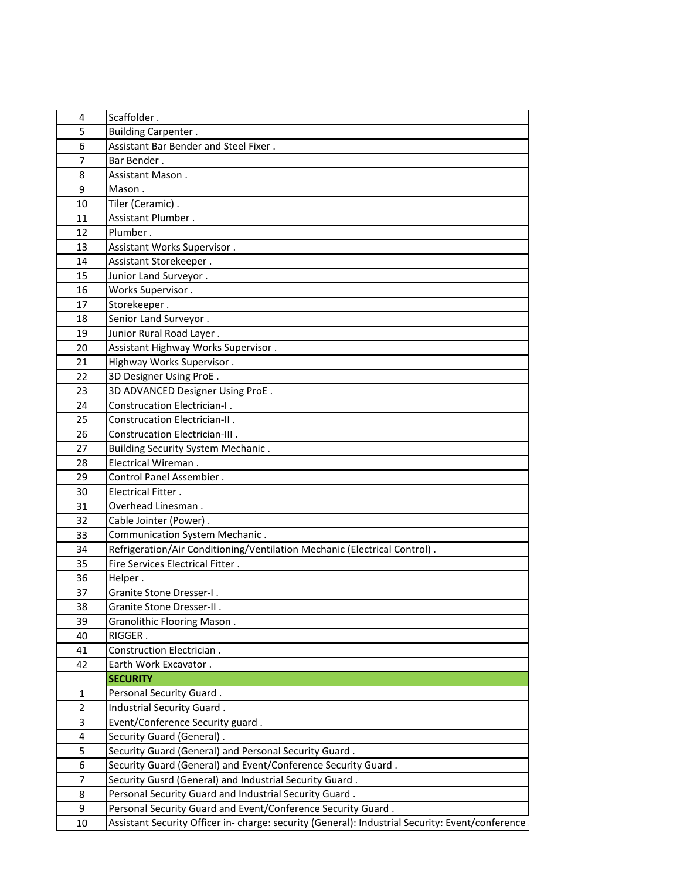| | |
|---|---|
| 4 | Scaffolder . |
| 5 | Building Carpenter . |
| 6 | Assistant Bar Bender and Steel Fixer . |
| 7 | Bar Bender . |
| 8 | Assistant Mason . |
| 9 | Mason . |
| 10 | Tiler (Ceramic) . |
| 11 | Assistant Plumber . |
| 12 | Plumber . |
| 13 | Assistant Works Supervisor . |
| 14 | Assistant Storekeeper . |
| 15 | Junior Land Surveyor . |
| 16 | Works Supervisor . |
| 17 | Storekeeper . |
| 18 | Senior Land Surveyor . |
| 19 | Junior Rural Road Layer . |
| 20 | Assistant Highway Works Supervisor . |
| 21 | Highway Works Supervisor . |
| 22 | 3D Designer Using ProE . |
| 23 | 3D ADVANCED Designer Using ProE . |
| 24 | Construcation Electrician-I . |
| 25 | Construcation Electrician-II . |
| 26 | Construcation Electrician-III . |
| 27 | Building Security System Mechanic . |
| 28 | Electrical Wireman . |
| 29 | Control Panel Assembier . |
| 30 | Electrical Fitter . |
| 31 | Overhead Linesman . |
| 32 | Cable Jointer (Power) . |
| 33 | Communication System Mechanic . |
| 34 | Refrigeration/Air Conditioning/Ventilation Mechanic (Electrical Control) . |
| 35 | Fire Services Electrical Fitter . |
| 36 | Helper . |
| 37 | Granite Stone Dresser-I . |
| 38 | Granite Stone Dresser-II . |
| 39 | Granolithic Flooring Mason . |
| 40 | RIGGER . |
| 41 | Construction Electrician . |
| 42 | Earth Work Excavator . |
| | **SECURITY** |
| 1 | Personal Security Guard . |
| 2 | Industrial Security Guard . |
| 3 | Event/Conference Security guard . |
| 4 | Security Guard (General) . |
| 5 | Security Guard (General) and Personal Security Guard . |
| 6 | Security Guard (General) and Event/Conference Security Guard . |
| 7 | Security Gusrd (General) and Industrial Security Guard . |
| 8 | Personal Security Guard and Industrial Security Guard . |
| 9 | Personal Security Guard and Event/Conference Security Guard . |
| 10 | Assistant Security Officer in- charge: security (General): Industrial Security: Event/conference |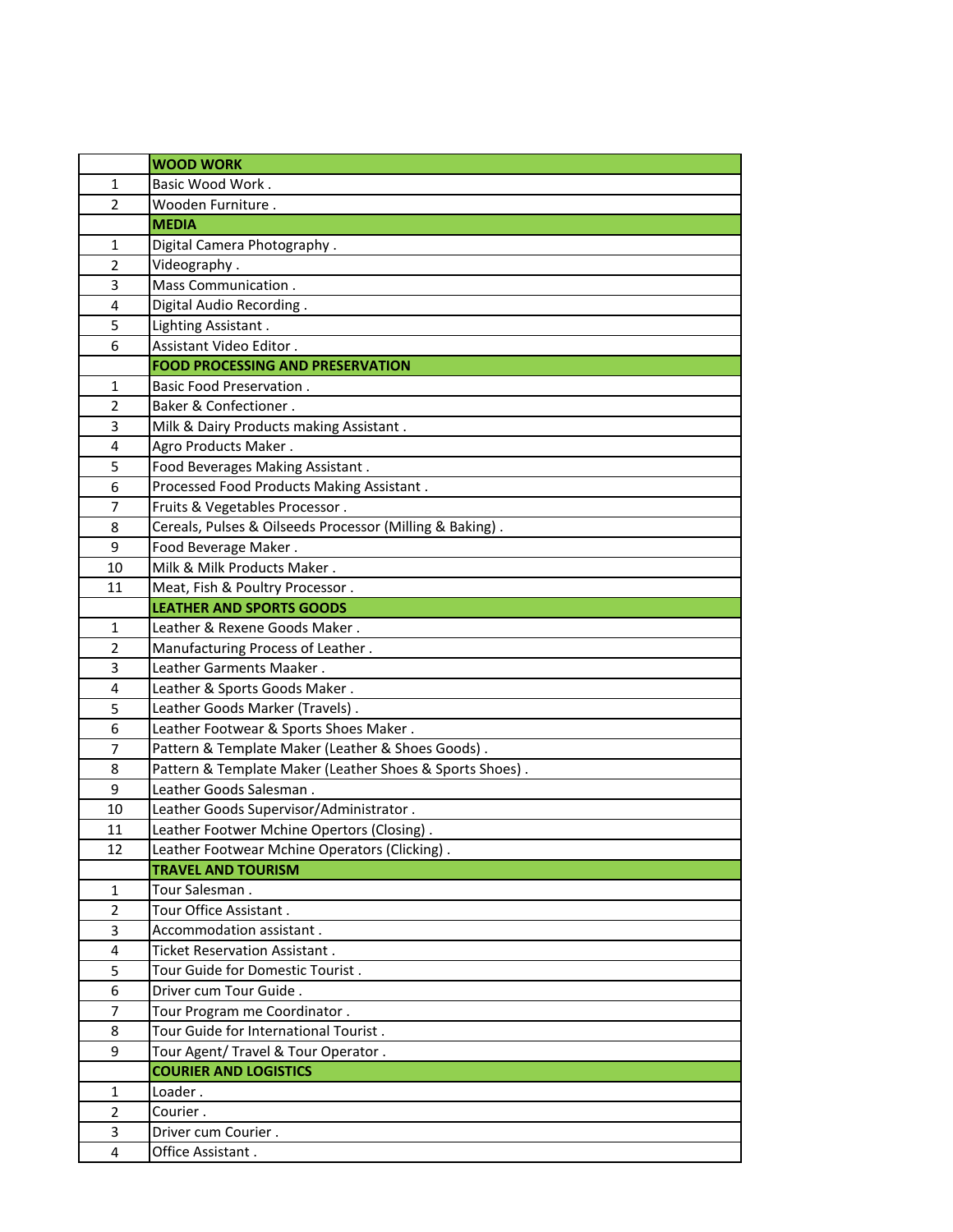| | WOOD WORK |
|---|---|
| 1 | Basic Wood Work . |
| 2 | Wooden Furniture . |
| | **MEDIA** |
| 1 | Digital Camera Photography . |
| 2 | Videography . |
| 3 | Mass Communication . |
| 4 | Digital Audio Recording . |
| 5 | Lighting Assistant . |
| 6 | Assistant Video Editor . |
| | **FOOD PROCESSING AND PRESERVATION** |
| 1 | Basic Food Preservation . |
| 2 | Baker & Confectioner . |
| 3 | Milk & Dairy Products making Assistant . |
| 4 | Agro Products Maker . |
| 5 | Food Beverages Making Assistant . |
| 6 | Processed Food Products Making Assistant . |
| 7 | Fruits & Vegetables Processor . |
| 8 | Cereals, Pulses & Oilseeds Processor (Milling & Baking) . |
| 9 | Food Beverage Maker . |
| 10 | Milk & Milk Products Maker . |
| 11 | Meat, Fish & Poultry Processor . |
| | **LEATHER AND SPORTS GOODS** |
| 1 | Leather & Rexene Goods Maker . |
| 2 | Manufacturing Process of Leather . |
| 3 | Leather Garments Maaker . |
| 4 | Leather & Sports Goods Maker . |
| 5 | Leather Goods Marker (Travels) . |
| 6 | Leather Footwear & Sports Shoes Maker . |
| 7 | Pattern & Template Maker (Leather & Shoes Goods) . |
| 8 | Pattern & Template Maker (Leather Shoes & Sports Shoes) . |
| 9 | Leather Goods Salesman . |
| 10 | Leather Goods Supervisor/Administrator . |
| 11 | Leather Footwer Mchine Opertors (Closing) . |
| 12 | Leather Footwear Mchine Operators (Clicking) . |
| | **TRAVEL AND TOURISM** |
| 1 | Tour Salesman . |
| 2 | Tour Office Assistant . |
| 3 | Accommodation assistant . |
| 4 | Ticket Reservation Assistant . |
| 5 | Tour Guide for Domestic Tourist . |
| 6 | Driver cum Tour Guide . |
| 7 | Tour Program me Coordinator . |
| 8 | Tour Guide for International Tourist . |
| 9 | Tour Agent/ Travel & Tour Operator . |
| | **COURIER AND LOGISTICS** |
| 1 | Loader . |
| 2 | Courier . |
| 3 | Driver cum Courier . |
| 4 | Office Assistant . |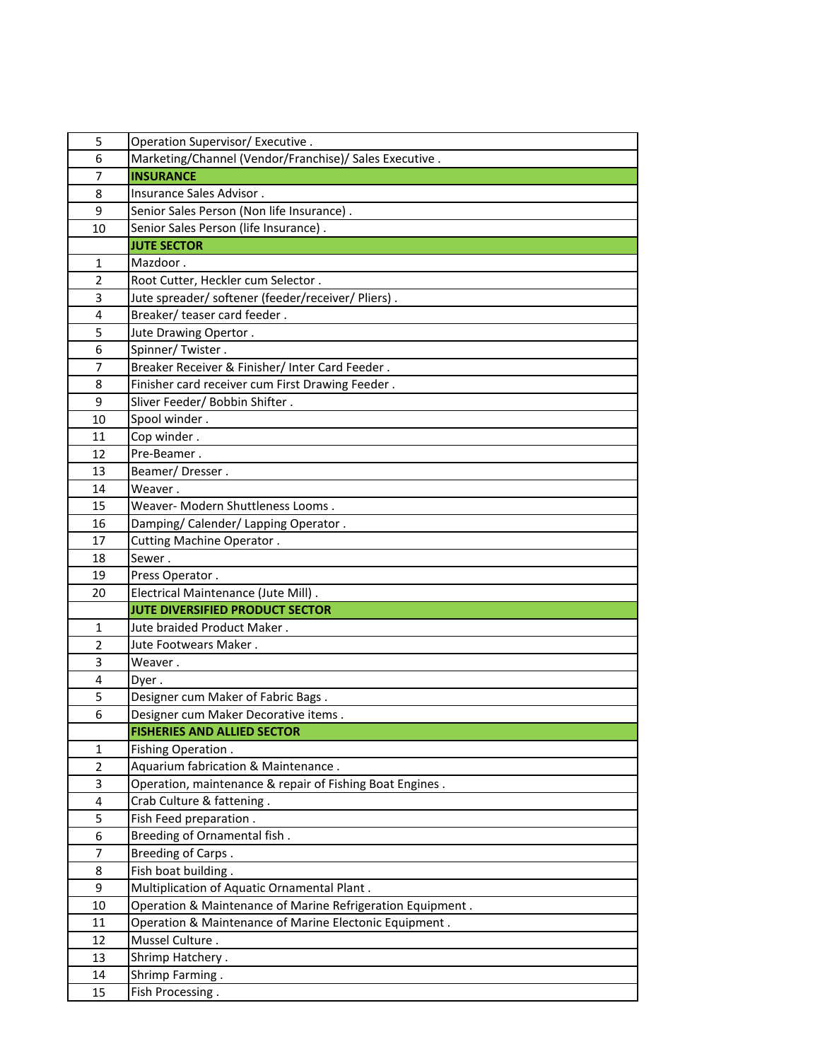| | |
|---|---|
| 5 | Operation Supervisor/ Executive . |
| 6 | Marketing/Channel (Vendor/Franchise)/ Sales Executive . |
| 7 | **INSURANCE** |
| 8 | Insurance Sales Advisor . |
| 9 | Senior Sales Person (Non life Insurance) . |
| 10 | Senior Sales Person (life Insurance) . |
| | **JUTE SECTOR** |
| 1 | Mazdoor . |
| 2 | Root Cutter, Heckler cum Selector . |
| 3 | Jute spreader/ softener (feeder/receiver/ Pliers) . |
| 4 | Breaker/ teaser card feeder . |
| 5 | Jute Drawing Opertor . |
| 6 | Spinner/ Twister . |
| 7 | Breaker Receiver & Finisher/ Inter Card Feeder . |
| 8 | Finisher card receiver cum First Drawing Feeder . |
| 9 | Sliver Feeder/ Bobbin Shifter . |
| 10 | Spool winder . |
| 11 | Cop winder . |
| 12 | Pre-Beamer . |
| 13 | Beamer/ Dresser . |
| 14 | Weaver . |
| 15 | Weaver- Modern Shuttleness Looms . |
| 16 | Damping/ Calender/ Lapping Operator . |
| 17 | Cutting Machine Operator . |
| 18 | Sewer . |
| 19 | Press Operator . |
| 20 | Electrical Maintenance (Jute Mill) . |
| | **JUTE DIVERSIFIED PRODUCT SECTOR** |
| 1 | Jute braided Product Maker . |
| 2 | Jute Footwears Maker . |
| 3 | Weaver . |
| 4 | Dyer . |
| 5 | Designer cum Maker of Fabric Bags . |
| 6 | Designer cum Maker Decorative items . |
| | **FISHERIES AND ALLIED SECTOR** |
| 1 | Fishing Operation . |
| 2 | Aquarium fabrication & Maintenance . |
| 3 | Operation, maintenance & repair of Fishing Boat Engines . |
| 4 | Crab Culture & fattening . |
| 5 | Fish Feed preparation . |
| 6 | Breeding of Ornamental fish . |
| 7 | Breeding of Carps . |
| 8 | Fish boat building . |
| 9 | Multiplication of Aquatic Ornamental Plant . |
| 10 | Operation & Maintenance of Marine Refrigeration Equipment . |
| 11 | Operation & Maintenance of Marine Electonic Equipment . |
| 12 | Mussel Culture . |
| 13 | Shrimp Hatchery . |
| 14 | Shrimp Farming . |
| 15 | Fish Processing . |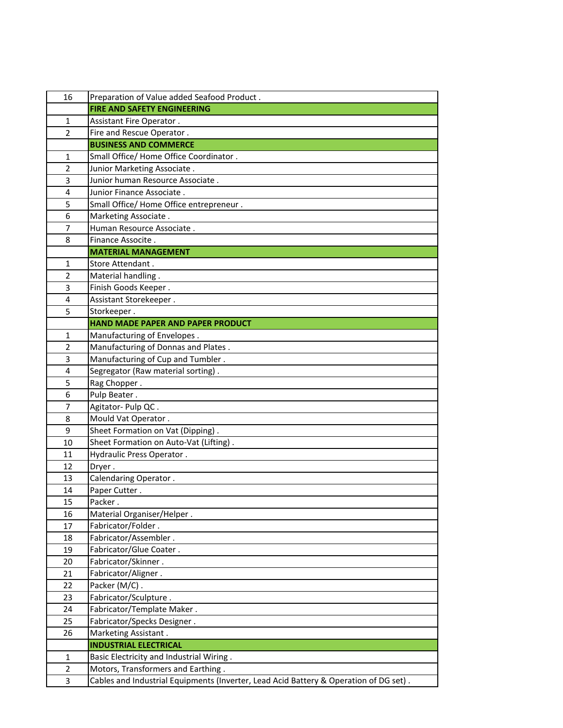| | |
|---|---|
| 16 | Preparation of Value added Seafood Product . |
| | **FIRE AND SAFETY ENGINEERING** |
| 1 | Assistant Fire Operator . |
| 2 | Fire and Rescue Operator . |
| | **BUSINESS AND COMMERCE** |
| 1 | Small Office/ Home Office Coordinator . |
| 2 | Junior Marketing Associate . |
| 3 | Junior human Resource Associate . |
| 4 | Junior Finance Associate . |
| 5 | Small Office/ Home Office entrepreneur . |
| 6 | Marketing Associate . |
| 7 | Human Resource Associate . |
| 8 | Finance Associte . |
| | **MATERIAL MANAGEMENT** |
| 1 | Store Attendant . |
| 2 | Material handling . |
| 3 | Finish Goods Keeper . |
| 4 | Assistant Storekeeper . |
| 5 | Storkeeper . |
| | **HAND MADE PAPER AND PAPER PRODUCT** |
| 1 | Manufacturing of Envelopes . |
| 2 | Manufacturing of Donnas and Plates . |
| 3 | Manufacturing of Cup and Tumbler . |
| 4 | Segregator (Raw material sorting) . |
| 5 | Rag Chopper . |
| 6 | Pulp Beater . |
| 7 | Agitator- Pulp QC . |
| 8 | Mould Vat Operator . |
| 9 | Sheet Formation on Vat (Dipping) . |
| 10 | Sheet Formation on Auto-Vat (Lifting) . |
| 11 | Hydraulic Press Operator . |
| 12 | Dryer . |
| 13 | Calendaring Operator . |
| 14 | Paper Cutter . |
| 15 | Packer . |
| 16 | Material Organiser/Helper . |
| 17 | Fabricator/Folder . |
| 18 | Fabricator/Assembler . |
| 19 | Fabricator/Glue Coater . |
| 20 | Fabricator/Skinner . |
| 21 | Fabricator/Aligner . |
| 22 | Packer (M/C) . |
| 23 | Fabricator/Sculpture . |
| 24 | Fabricator/Template Maker . |
| 25 | Fabricator/Specks Designer . |
| 26 | Marketing Assistant . |
| | **INDUSTRIAL ELECTRICAL** |
| 1 | Basic Electricity and Industrial Wiring . |
| 2 | Motors, Transformers and Earthing . |
| 3 | Cables and Industrial Equipments (Inverter, Lead Acid Battery & Operation of DG set) . |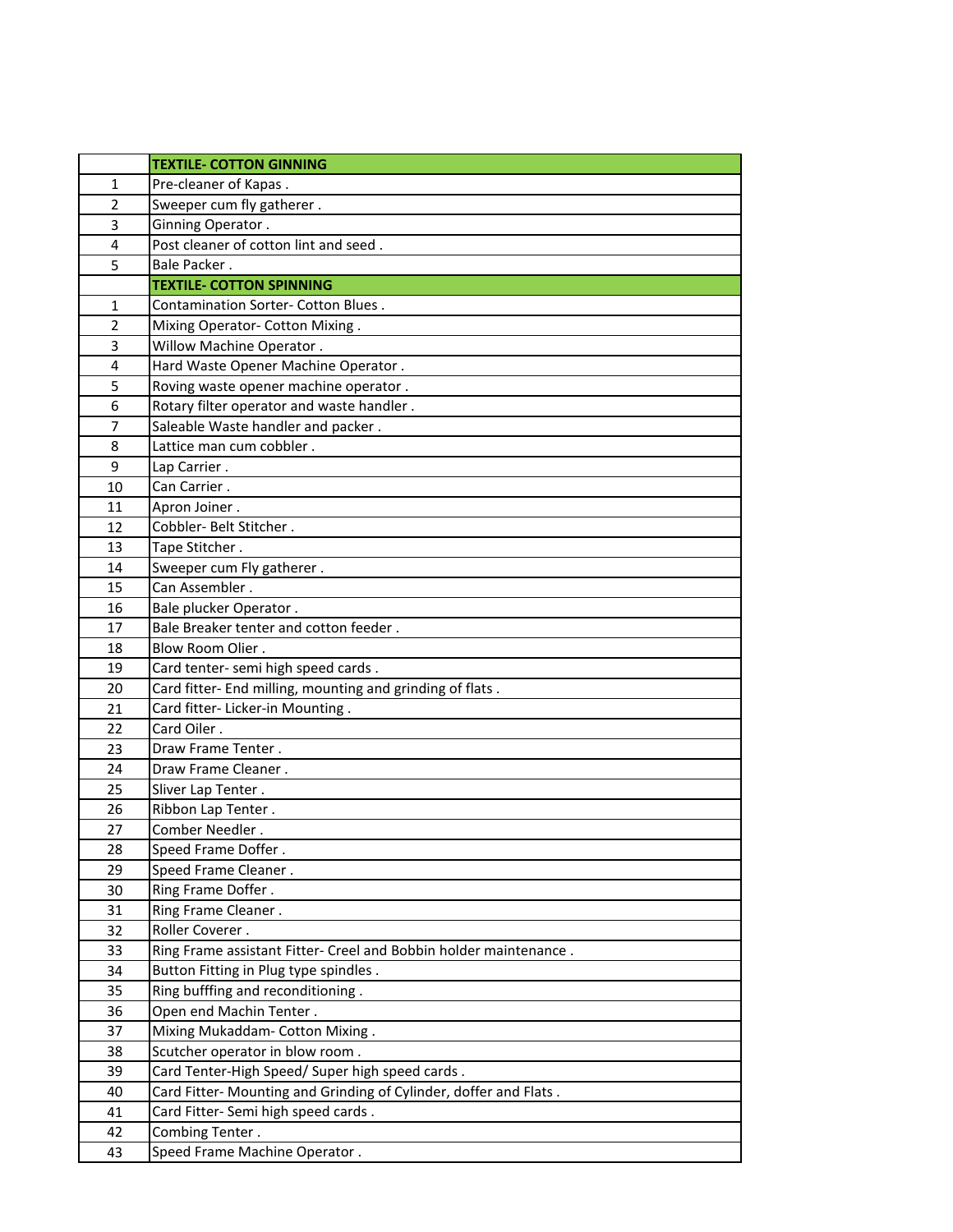|  | TEXTILE- COTTON GINNING |
|---|---|
| 1 | Pre-cleaner of Kapas . |
| 2 | Sweeper cum fly gatherer . |
| 3 | Ginning Operator . |
| 4 | Post cleaner of cotton lint and seed . |
| 5 | Bale Packer . |
|  | **TEXTILE- COTTON SPINNING** |
| 1 | Contamination Sorter- Cotton Blues . |
| 2 | Mixing Operator- Cotton Mixing . |
| 3 | Willow Machine Operator . |
| 4 | Hard Waste Opener Machine Operator . |
| 5 | Roving waste opener machine operator . |
| 6 | Rotary filter operator and waste handler . |
| 7 | Saleable Waste handler and packer . |
| 8 | Lattice man cum cobbler . |
| 9 | Lap Carrier . |
| 10 | Can Carrier . |
| 11 | Apron Joiner . |
| 12 | Cobbler- Belt Stitcher . |
| 13 | Tape Stitcher . |
| 14 | Sweeper cum Fly gatherer . |
| 15 | Can Assembler . |
| 16 | Bale plucker Operator . |
| 17 | Bale Breaker tenter and cotton feeder . |
| 18 | Blow Room Olier . |
| 19 | Card tenter- semi high speed cards . |
| 20 | Card fitter- End milling, mounting and grinding of flats . |
| 21 | Card fitter- Licker-in Mounting . |
| 22 | Card Oiler . |
| 23 | Draw Frame Tenter . |
| 24 | Draw Frame Cleaner . |
| 25 | Sliver Lap Tenter . |
| 26 | Ribbon Lap Tenter . |
| 27 | Comber Needler . |
| 28 | Speed Frame Doffer . |
| 29 | Speed Frame Cleaner . |
| 30 | Ring Frame Doffer . |
| 31 | Ring Frame Cleaner . |
| 32 | Roller Coverer . |
| 33 | Ring Frame assistant Fitter- Creel and Bobbin holder maintenance . |
| 34 | Button Fitting in Plug type spindles . |
| 35 | Ring bufffing and reconditioning . |
| 36 | Open end Machin Tenter . |
| 37 | Mixing Mukaddam- Cotton Mixing . |
| 38 | Scutcher operator in blow room . |
| 39 | Card Tenter-High Speed/ Super high speed cards . |
| 40 | Card Fitter- Mounting and Grinding of Cylinder, doffer and Flats . |
| 41 | Card Fitter- Semi high speed cards . |
| 42 | Combing Tenter . |
| 43 | Speed Frame Machine Operator . |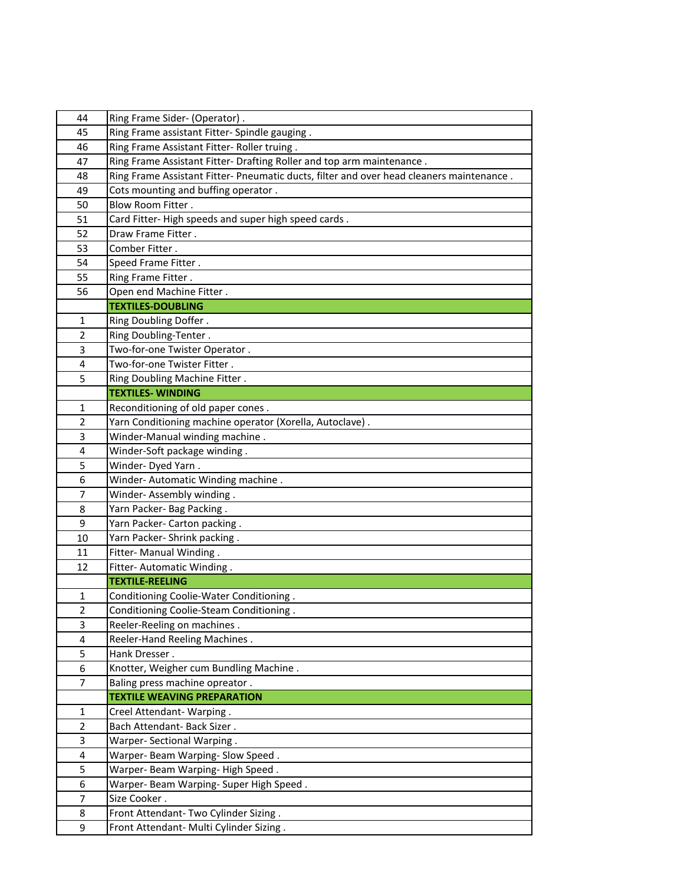| | |
|---|---|
| 44 | Ring Frame Sider- (Operator) . |
| 45 | Ring Frame assistant Fitter- Spindle gauging . |
| 46 | Ring Frame Assistant Fitter- Roller truing . |
| 47 | Ring Frame Assistant Fitter- Drafting Roller and top arm maintenance . |
| 48 | Ring Frame Assistant Fitter- Pneumatic ducts, filter and over head cleaners maintenance . |
| 49 | Cots mounting and buffing operator . |
| 50 | Blow Room Fitter . |
| 51 | Card Fitter- High speeds and super high speed cards . |
| 52 | Draw Frame Fitter . |
| 53 | Comber Fitter . |
| 54 | Speed Frame Fitter . |
| 55 | Ring Frame Fitter . |
| 56 | Open end Machine Fitter . |
| | **TEXTILES-DOUBLING** |
| 1 | Ring Doubling Doffer . |
| 2 | Ring Doubling-Tenter . |
| 3 | Two-for-one Twister Operator . |
| 4 | Two-for-one Twister Fitter . |
| 5 | Ring Doubling Machine Fitter . |
| | **TEXTILES- WINDING** |
| 1 | Reconditioning of old paper cones . |
| 2 | Yarn Conditioning machine operator (Xorella, Autoclave) . |
| 3 | Winder-Manual winding machine . |
| 4 | Winder-Soft package winding . |
| 5 | Winder- Dyed Yarn . |
| 6 | Winder- Automatic Winding machine . |
| 7 | Winder- Assembly winding . |
| 8 | Yarn Packer- Bag Packing . |
| 9 | Yarn Packer- Carton packing . |
| 10 | Yarn Packer- Shrink packing . |
| 11 | Fitter- Manual Winding . |
| 12 | Fitter- Automatic Winding . |
| | **TEXTILE-REELING** |
| 1 | Conditioning Coolie-Water Conditioning . |
| 2 | Conditioning Coolie-Steam Conditioning . |
| 3 | Reeler-Reeling on machines . |
| 4 | Reeler-Hand Reeling Machines . |
| 5 | Hank Dresser . |
| 6 | Knotter, Weigher cum Bundling Machine . |
| 7 | Baling press machine opreator . |
| | **TEXTILE WEAVING PREPARATION** |
| 1 | Creel Attendant- Warping . |
| 2 | Bach Attendant- Back Sizer . |
| 3 | Warper- Sectional Warping . |
| 4 | Warper- Beam Warping- Slow Speed . |
| 5 | Warper- Beam Warping- High Speed . |
| 6 | Warper- Beam Warping- Super High Speed . |
| 7 | Size Cooker . |
| 8 | Front Attendant- Two Cylinder Sizing . |
| 9 | Front Attendant- Multi Cylinder Sizing . |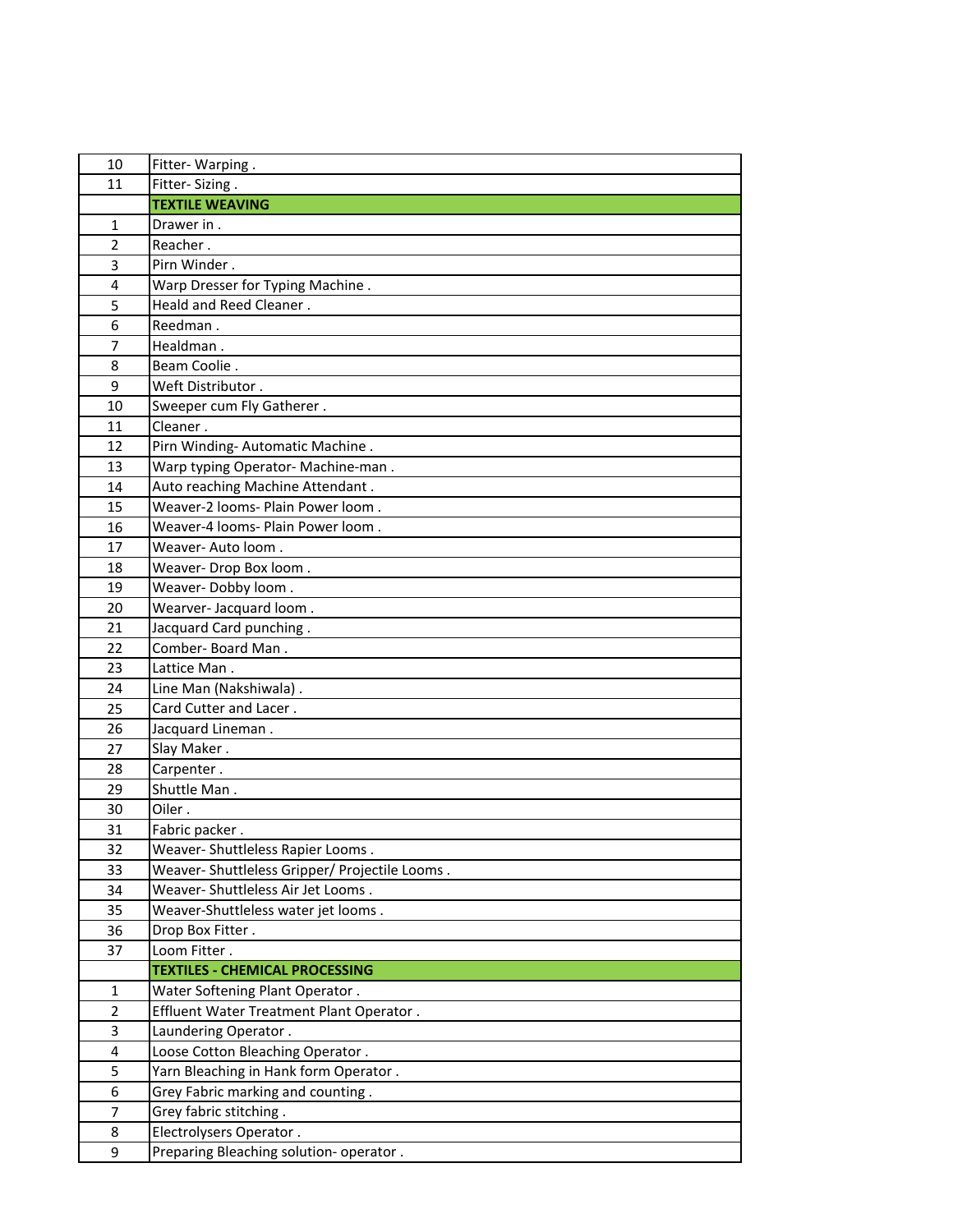| | |
|---|---|
| 10 | Fitter- Warping . |
| 11 | Fitter- Sizing . |
| | **TEXTILE WEAVING** |
| 1 | Drawer in . |
| 2 | Reacher . |
| 3 | Pirn Winder . |
| 4 | Warp Dresser for Typing Machine . |
| 5 | Heald and Reed Cleaner . |
| 6 | Reedman . |
| 7 | Healdman . |
| 8 | Beam Coolie . |
| 9 | Weft Distributor . |
| 10 | Sweeper cum Fly Gatherer . |
| 11 | Cleaner . |
| 12 | Pirn Winding- Automatic Machine . |
| 13 | Warp typing Operator- Machine-man . |
| 14 | Auto reaching Machine Attendant . |
| 15 | Weaver-2 looms- Plain Power loom . |
| 16 | Weaver-4 looms- Plain Power loom . |
| 17 | Weaver- Auto loom . |
| 18 | Weaver- Drop Box loom . |
| 19 | Weaver- Dobby loom . |
| 20 | Wearver- Jacquard loom . |
| 21 | Jacquard Card punching . |
| 22 | Comber- Board Man . |
| 23 | Lattice Man . |
| 24 | Line Man (Nakshiwala) . |
| 25 | Card Cutter and Lacer . |
| 26 | Jacquard Lineman . |
| 27 | Slay Maker . |
| 28 | Carpenter . |
| 29 | Shuttle Man . |
| 30 | Oiler . |
| 31 | Fabric packer . |
| 32 | Weaver- Shuttleless Rapier Looms . |
| 33 | Weaver- Shuttleless Gripper/ Projectile Looms . |
| 34 | Weaver- Shuttleless Air Jet Looms . |
| 35 | Weaver-Shuttleless water jet looms . |
| 36 | Drop Box Fitter . |
| 37 | Loom Fitter . |
| | **TEXTILES - CHEMICAL PROCESSING** |
| 1 | Water Softening Plant Operator . |
| 2 | Effluent Water Treatment Plant Operator . |
| 3 | Laundering Operator . |
| 4 | Loose Cotton Bleaching Operator . |
| 5 | Yarn Bleaching in Hank form Operator . |
| 6 | Grey Fabric marking and counting . |
| 7 | Grey fabric stitching . |
| 8 | Electrolysers Operator . |
| 9 | Preparing Bleaching solution- operator . |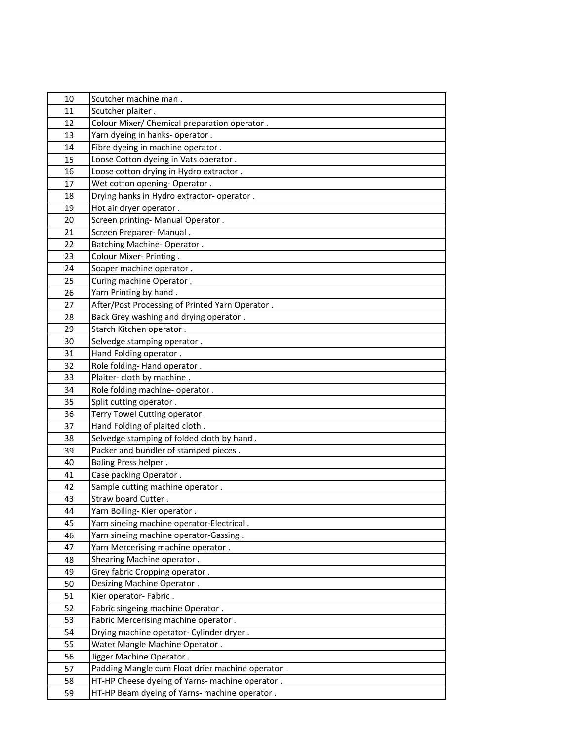| 10 | Scutcher machine man . |
|---|---|
| 11 | Scutcher plaiter . |
| 12 | Colour Mixer/ Chemical preparation operator . |
| 13 | Yarn dyeing in hanks- operator . |
| 14 | Fibre dyeing in machine operator . |
| 15 | Loose Cotton dyeing in Vats operator . |
| 16 | Loose cotton drying in Hydro extractor . |
| 17 | Wet cotton opening- Operator . |
| 18 | Drying hanks in Hydro extractor- operator . |
| 19 | Hot air dryer operator . |
| 20 | Screen printing- Manual Operator . |
| 21 | Screen Preparer- Manual . |
| 22 | Batching Machine- Operator . |
| 23 | Colour Mixer- Printing . |
| 24 | Soaper machine operator . |
| 25 | Curing machine Operator . |
| 26 | Yarn Printing by hand . |
| 27 | After/Post Processing of Printed Yarn Operator . |
| 28 | Back Grey washing and drying operator . |
| 29 | Starch Kitchen operator . |
| 30 | Selvedge stamping operator . |
| 31 | Hand Folding operator . |
| 32 | Role folding- Hand operator . |
| 33 | Plaiter- cloth by machine . |
| 34 | Role folding machine- operator . |
| 35 | Split cutting operator . |
| 36 | Terry Towel Cutting operator . |
| 37 | Hand Folding of plaited cloth . |
| 38 | Selvedge stamping of folded cloth by hand . |
| 39 | Packer and bundler of stamped pieces . |
| 40 | Baling Press helper . |
| 41 | Case packing Operator . |
| 42 | Sample cutting machine operator . |
| 43 | Straw board Cutter . |
| 44 | Yarn Boiling- Kier operator . |
| 45 | Yarn sineing machine operator-Electrical . |
| 46 | Yarn sineing machine operator-Gassing . |
| 47 | Yarn Mercerising machine operator . |
| 48 | Shearing Machine operator . |
| 49 | Grey fabric Cropping operator . |
| 50 | Desizing Machine Operator . |
| 51 | Kier operator- Fabric . |
| 52 | Fabric singeing machine Operator . |
| 53 | Fabric Mercerising machine operator . |
| 54 | Drying machine operator- Cylinder dryer . |
| 55 | Water Mangle Machine Operator . |
| 56 | Jigger Machine Operator . |
| 57 | Padding Mangle cum Float drier machine operator . |
| 58 | HT-HP Cheese dyeing of Yarns- machine operator . |
| 59 | HT-HP Beam dyeing of Yarns- machine operator . |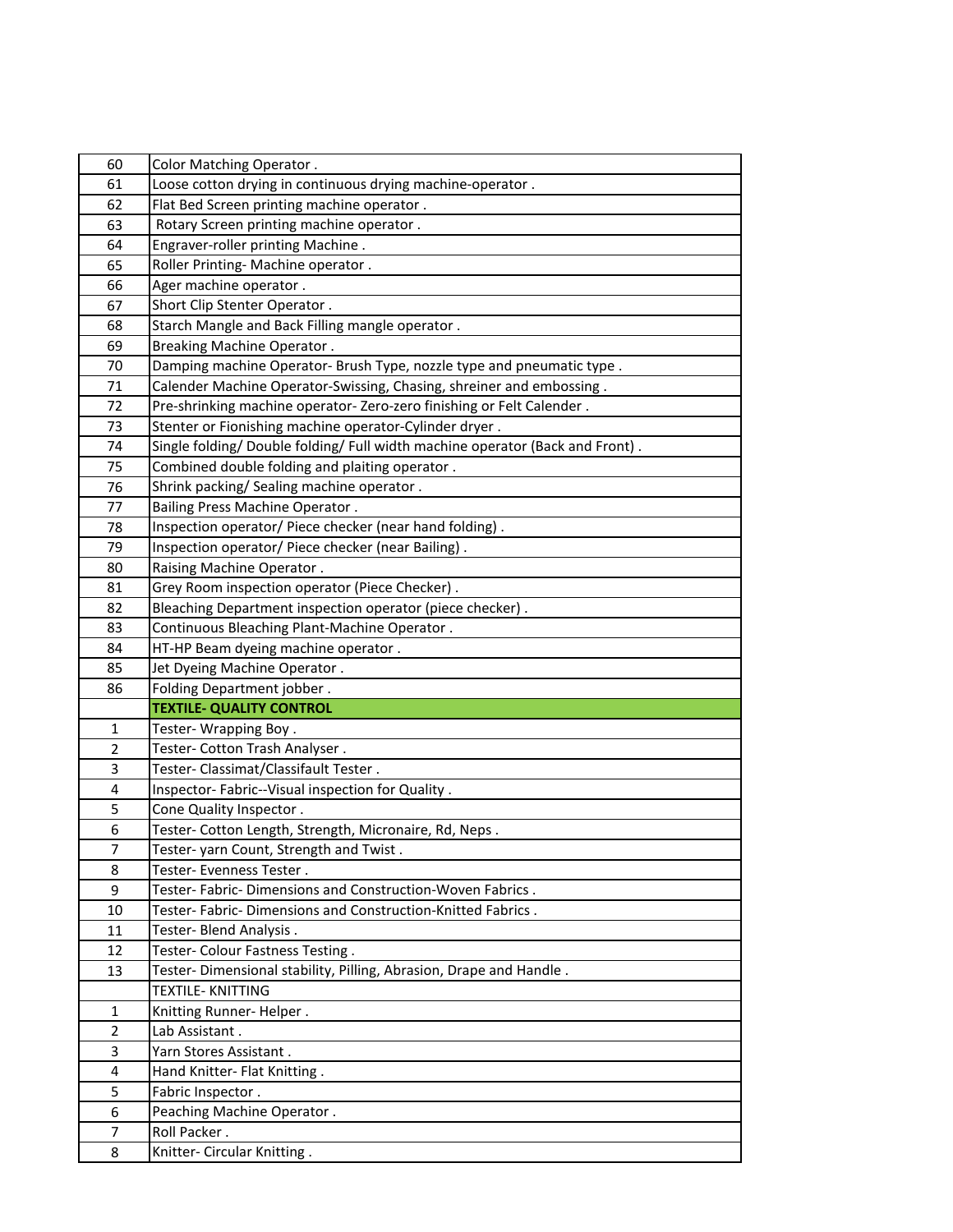| | |
|---|---|
| 60 | Color Matching Operator . |
| 61 | Loose cotton drying in continuous drying machine-operator . |
| 62 | Flat Bed Screen printing machine operator . |
| 63 | Rotary Screen printing machine operator . |
| 64 | Engraver-roller printing Machine . |
| 65 | Roller Printing- Machine operator . |
| 66 | Ager machine operator . |
| 67 | Short Clip Stenter Operator . |
| 68 | Starch Mangle and Back Filling mangle operator . |
| 69 | Breaking Machine Operator . |
| 70 | Damping machine Operator- Brush Type, nozzle type and pneumatic type . |
| 71 | Calender Machine Operator-Swissing, Chasing, shreiner and embossing . |
| 72 | Pre-shrinking machine operator- Zero-zero finishing or Felt Calender . |
| 73 | Stenter or Fionishing machine operator-Cylinder dryer . |
| 74 | Single folding/ Double folding/ Full width machine operator (Back and Front) . |
| 75 | Combined double folding and plaiting operator . |
| 76 | Shrink packing/ Sealing machine operator . |
| 77 | Bailing Press Machine Operator . |
| 78 | Inspection operator/ Piece checker (near hand folding) . |
| 79 | Inspection operator/ Piece checker (near Bailing) . |
| 80 | Raising Machine Operator . |
| 81 | Grey Room inspection operator (Piece Checker) . |
| 82 | Bleaching Department inspection operator (piece checker) . |
| 83 | Continuous Bleaching Plant-Machine Operator . |
| 84 | HT-HP Beam dyeing machine operator . |
| 85 | Jet Dyeing Machine Operator . |
| 86 | Folding Department jobber . |
| | **TEXTILE- QUALITY CONTROL** |
| 1 | Tester- Wrapping Boy . |
| 2 | Tester- Cotton Trash Analyser . |
| 3 | Tester- Classimat/Classifault Tester . |
| 4 | Inspector- Fabric--Visual inspection for Quality . |
| 5 | Cone Quality Inspector . |
| 6 | Tester- Cotton Length, Strength, Micronaire, Rd, Neps . |
| 7 | Tester- yarn Count, Strength and Twist . |
| 8 | Tester- Evenness Tester . |
| 9 | Tester- Fabric- Dimensions and Construction-Woven Fabrics . |
| 10 | Tester- Fabric- Dimensions and Construction-Knitted Fabrics . |
| 11 | Tester- Blend Analysis . |
| 12 | Tester- Colour Fastness Testing . |
| 13 | Tester- Dimensional stability, Pilling, Abrasion, Drape and Handle . |
| | TEXTILE- KNITTING |
| 1 | Knitting Runner- Helper . |
| 2 | Lab Assistant . |
| 3 | Yarn Stores Assistant . |
| 4 | Hand Knitter- Flat Knitting . |
| 5 | Fabric Inspector . |
| 6 | Peaching Machine Operator . |
| 7 | Roll Packer . |
| 8 | Knitter- Circular Knitting . |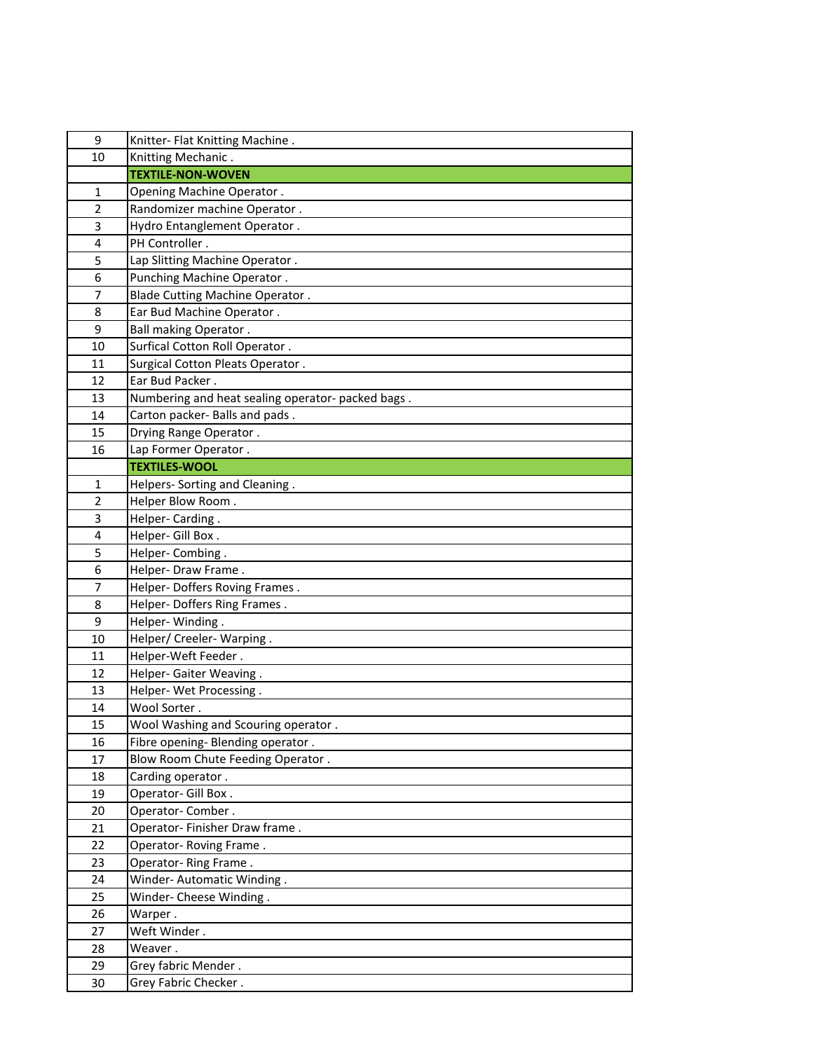| | |
|---|---|
| 9 | Knitter- Flat Knitting Machine . |
| 10 | Knitting Mechanic . |
| | **TEXTILE-NON-WOVEN** |
| 1 | Opening Machine Operator . |
| 2 | Randomizer machine Operator . |
| 3 | Hydro Entanglement Operator . |
| 4 | PH Controller . |
| 5 | Lap Slitting Machine Operator . |
| 6 | Punching Machine Operator . |
| 7 | Blade Cutting Machine Operator . |
| 8 | Ear Bud Machine Operator . |
| 9 | Ball making Operator . |
| 10 | Surfical Cotton Roll Operator . |
| 11 | Surgical Cotton Pleats Operator . |
| 12 | Ear Bud Packer . |
| 13 | Numbering and heat sealing operator- packed bags . |
| 14 | Carton packer- Balls and pads . |
| 15 | Drying Range Operator . |
| 16 | Lap Former Operator . |
| | **TEXTILES-WOOL** |
| 1 | Helpers- Sorting and Cleaning . |
| 2 | Helper Blow Room . |
| 3 | Helper- Carding . |
| 4 | Helper- Gill Box . |
| 5 | Helper- Combing . |
| 6 | Helper- Draw Frame . |
| 7 | Helper- Doffers Roving Frames . |
| 8 | Helper- Doffers Ring Frames . |
| 9 | Helper- Winding . |
| 10 | Helper/ Creeler- Warping . |
| 11 | Helper-Weft Feeder . |
| 12 | Helper- Gaiter Weaving . |
| 13 | Helper- Wet Processing . |
| 14 | Wool Sorter . |
| 15 | Wool Washing and Scouring operator . |
| 16 | Fibre opening- Blending operator . |
| 17 | Blow Room Chute Feeding Operator . |
| 18 | Carding operator . |
| 19 | Operator- Gill Box . |
| 20 | Operator- Comber . |
| 21 | Operator- Finisher Draw frame . |
| 22 | Operator- Roving Frame . |
| 23 | Operator- Ring Frame . |
| 24 | Winder- Automatic Winding . |
| 25 | Winder- Cheese Winding . |
| 26 | Warper . |
| 27 | Weft Winder . |
| 28 | Weaver . |
| 29 | Grey fabric Mender . |
| 30 | Grey Fabric Checker . |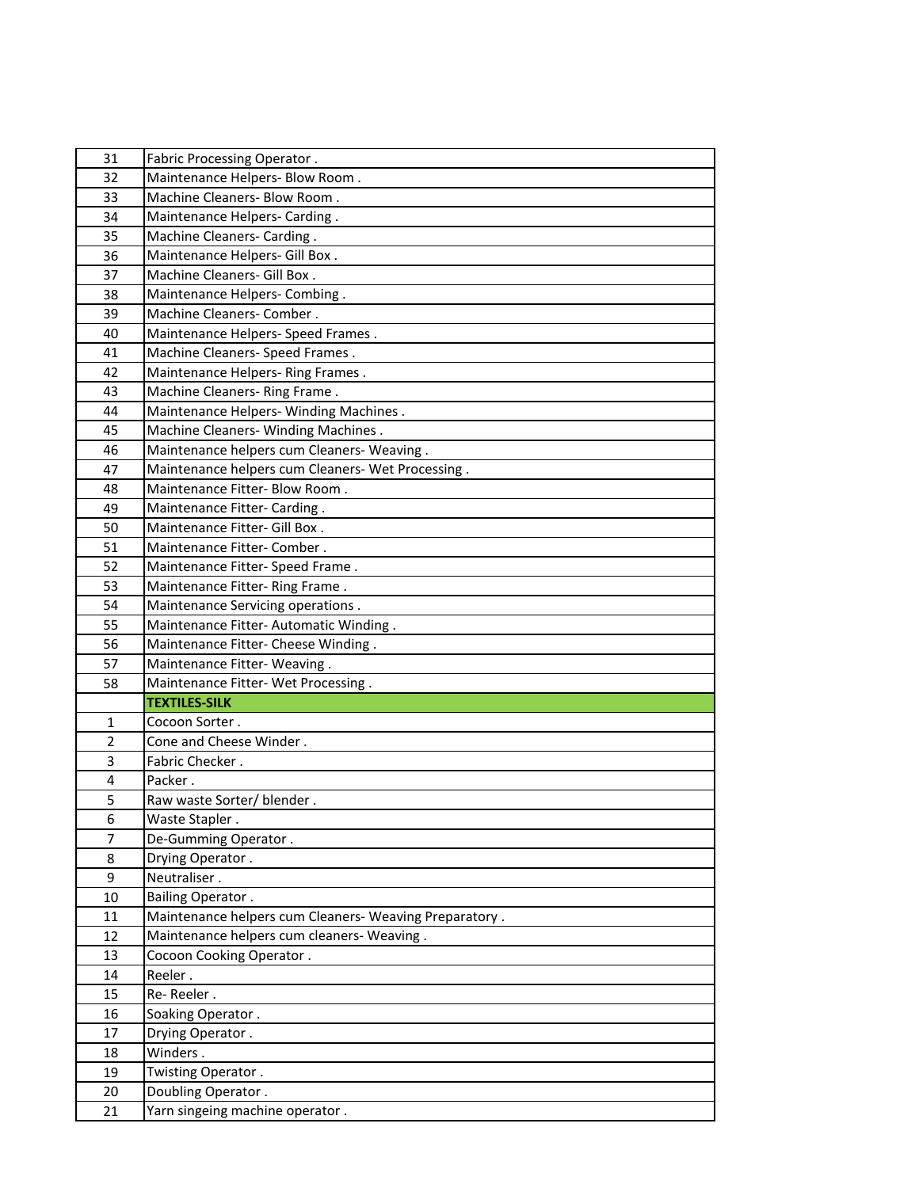| | |
|---|---|
| 31 | Fabric Processing Operator . |
| 32 | Maintenance Helpers- Blow Room . |
| 33 | Machine Cleaners- Blow Room . |
| 34 | Maintenance Helpers- Carding . |
| 35 | Machine Cleaners- Carding . |
| 36 | Maintenance Helpers- Gill Box . |
| 37 | Machine Cleaners- Gill Box . |
| 38 | Maintenance Helpers- Combing . |
| 39 | Machine Cleaners- Comber . |
| 40 | Maintenance Helpers- Speed Frames . |
| 41 | Machine Cleaners- Speed Frames . |
| 42 | Maintenance Helpers- Ring Frames . |
| 43 | Machine Cleaners- Ring Frame . |
| 44 | Maintenance Helpers- Winding Machines . |
| 45 | Machine Cleaners- Winding Machines . |
| 46 | Maintenance helpers cum Cleaners- Weaving . |
| 47 | Maintenance helpers cum Cleaners- Wet Processing . |
| 48 | Maintenance Fitter- Blow Room . |
| 49 | Maintenance Fitter- Carding . |
| 50 | Maintenance Fitter- Gill Box . |
| 51 | Maintenance Fitter- Comber . |
| 52 | Maintenance Fitter- Speed Frame . |
| 53 | Maintenance Fitter- Ring Frame . |
| 54 | Maintenance Servicing operations . |
| 55 | Maintenance Fitter- Automatic Winding . |
| 56 | Maintenance Fitter- Cheese Winding . |
| 57 | Maintenance Fitter- Weaving . |
| 58 | Maintenance Fitter- Wet Processing . |
| | **TEXTILES-SILK** |
| 1 | Cocoon Sorter . |
| 2 | Cone and Cheese Winder . |
| 3 | Fabric Checker . |
| 4 | Packer . |
| 5 | Raw waste Sorter/ blender . |
| 6 | Waste Stapler . |
| 7 | De-Gumming Operator . |
| 8 | Drying Operator . |
| 9 | Neutraliser . |
| 10 | Bailing Operator . |
| 11 | Maintenance helpers cum Cleaners- Weaving Preparatory . |
| 12 | Maintenance helpers cum cleaners- Weaving . |
| 13 | Cocoon Cooking Operator . |
| 14 | Reeler . |
| 15 | Re- Reeler . |
| 16 | Soaking Operator . |
| 17 | Drying Operator . |
| 18 | Winders . |
| 19 | Twisting Operator . |
| 20 | Doubling Operator . |
| 21 | Yarn singeing machine operator . |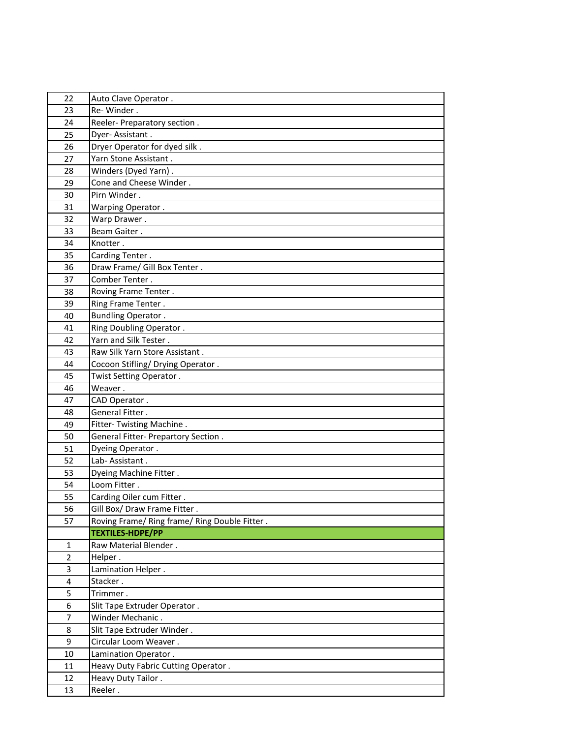| | |
|---|---|
| 22 | Auto Clave Operator . |
| 23 | Re- Winder . |
| 24 | Reeler- Preparatory section . |
| 25 | Dyer- Assistant . |
| 26 | Dryer Operator for dyed silk . |
| 27 | Yarn Stone Assistant . |
| 28 | Winders (Dyed Yarn) . |
| 29 | Cone and Cheese Winder . |
| 30 | Pirn Winder . |
| 31 | Warping Operator . |
| 32 | Warp Drawer . |
| 33 | Beam Gaiter . |
| 34 | Knotter . |
| 35 | Carding Tenter . |
| 36 | Draw Frame/ Gill Box Tenter . |
| 37 | Comber Tenter . |
| 38 | Roving Frame Tenter . |
| 39 | Ring Frame Tenter . |
| 40 | Bundling Operator . |
| 41 | Ring Doubling Operator . |
| 42 | Yarn and Silk Tester . |
| 43 | Raw Silk Yarn Store Assistant . |
| 44 | Cocoon Stifling/ Drying Operator . |
| 45 | Twist Setting Operator . |
| 46 | Weaver . |
| 47 | CAD Operator . |
| 48 | General Fitter . |
| 49 | Fitter- Twisting Machine . |
| 50 | General Fitter- Prepartory Section . |
| 51 | Dyeing Operator . |
| 52 | Lab- Assistant . |
| 53 | Dyeing Machine Fitter . |
| 54 | Loom Fitter . |
| 55 | Carding Oiler cum Fitter . |
| 56 | Gill Box/ Draw Frame Fitter . |
| 57 | Roving Frame/ Ring frame/ Ring Double Fitter . |
| | **TEXTILES-HDPE/PP** |
| 1 | Raw Material Blender . |
| 2 | Helper . |
| 3 | Lamination Helper . |
| 4 | Stacker . |
| 5 | Trimmer . |
| 6 | Slit Tape Extruder Operator . |
| 7 | Winder Mechanic . |
| 8 | Slit Tape Extruder Winder . |
| 9 | Circular Loom Weaver . |
| 10 | Lamination Operator . |
| 11 | Heavy Duty Fabric Cutting Operator . |
| 12 | Heavy Duty Tailor . |
| 13 | Reeler . |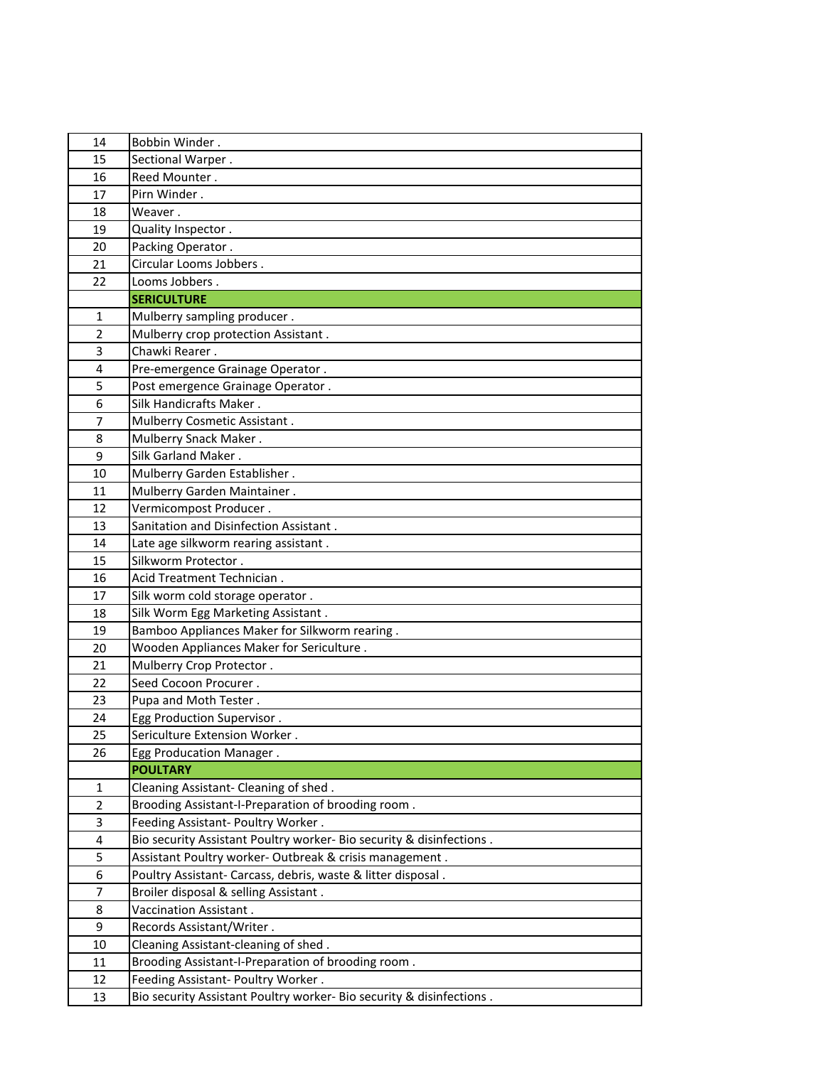| | |
|---|---|
| 14 | Bobbin Winder . |
| 15 | Sectional Warper . |
| 16 | Reed Mounter . |
| 17 | Pirn Winder . |
| 18 | Weaver . |
| 19 | Quality Inspector . |
| 20 | Packing Operator . |
| 21 | Circular Looms Jobbers . |
| 22 | Looms Jobbers . |
| | **SERICULTURE** |
| 1 | Mulberry sampling producer . |
| 2 | Mulberry crop protection Assistant . |
| 3 | Chawki Rearer . |
| 4 | Pre-emergence Grainage Operator . |
| 5 | Post emergence Grainage Operator . |
| 6 | Silk Handicrafts Maker . |
| 7 | Mulberry Cosmetic Assistant . |
| 8 | Mulberry Snack Maker . |
| 9 | Silk Garland Maker . |
| 10 | Mulberry Garden Establisher . |
| 11 | Mulberry Garden Maintainer . |
| 12 | Vermicompost Producer . |
| 13 | Sanitation and Disinfection Assistant . |
| 14 | Late age silkworm rearing assistant . |
| 15 | Silkworm Protector . |
| 16 | Acid Treatment Technician . |
| 17 | Silk worm cold storage operator . |
| 18 | Silk Worm Egg Marketing Assistant . |
| 19 | Bamboo Appliances Maker for Silkworm rearing . |
| 20 | Wooden Appliances Maker for Sericulture . |
| 21 | Mulberry Crop Protector . |
| 22 | Seed Cocoon Procurer . |
| 23 | Pupa and Moth Tester . |
| 24 | Egg Production Supervisor . |
| 25 | Sericulture Extension Worker . |
| 26 | Egg Producation Manager . |
| | **POULTRY** |
| 1 | Cleaning Assistant- Cleaning of shed . |
| 2 | Brooding Assistant-I-Preparation of brooding room . |
| 3 | Feeding Assistant- Poultry Worker . |
| 4 | Bio security Assistant Poultry worker- Bio security & disinfections . |
| 5 | Assistant Poultry worker- Outbreak & crisis management . |
| 6 | Poultry Assistant- Carcass, debris, waste & litter disposal . |
| 7 | Broiler disposal & selling Assistant . |
| 8 | Vaccination Assistant . |
| 9 | Records Assistant/Writer . |
| 10 | Cleaning Assistant-cleaning of shed . |
| 11 | Brooding Assistant-I-Preparation of brooding room . |
| 12 | Feeding Assistant- Poultry Worker . |
| 13 | Bio security Assistant Poultry worker- Bio security & disinfections . |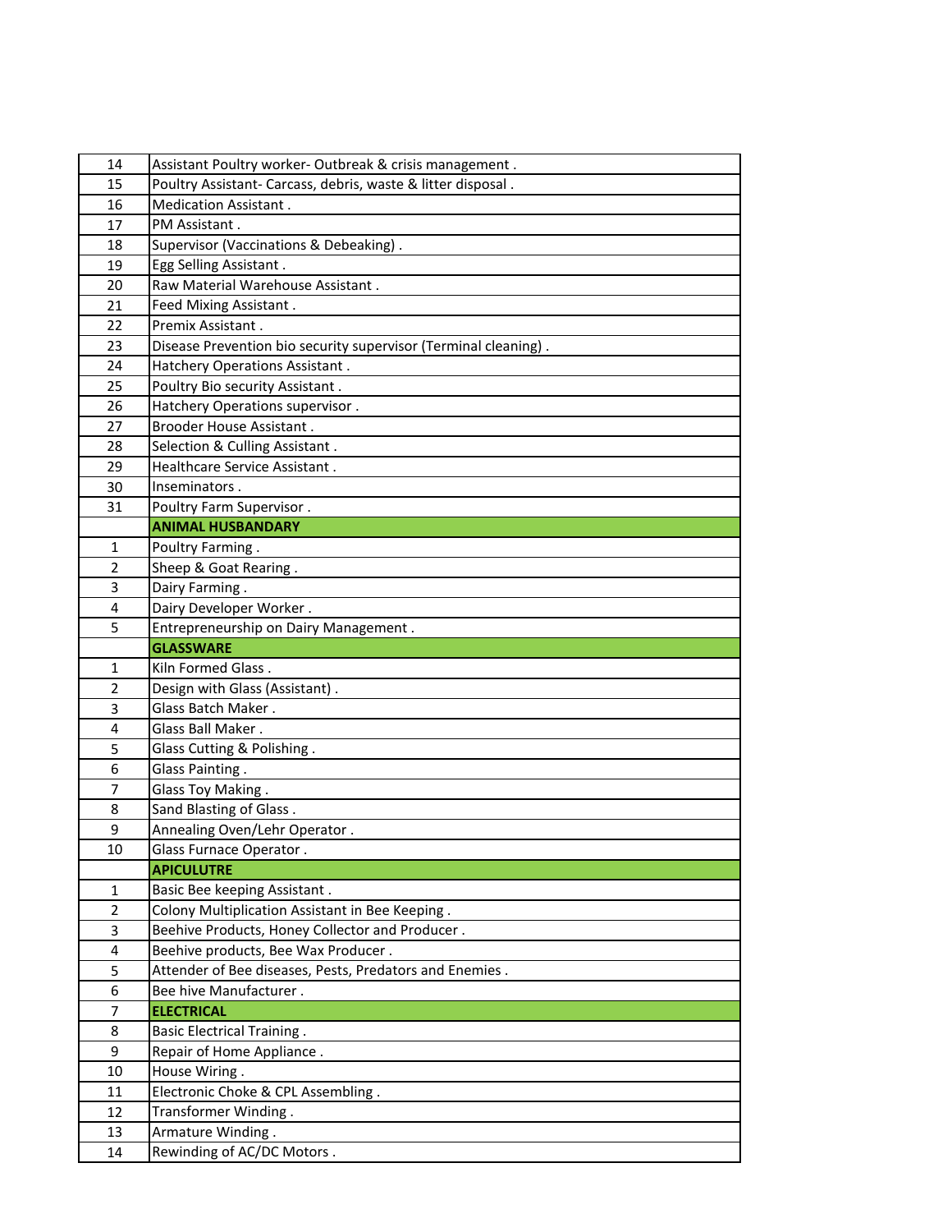| | |
|---|---|
| 14 | Assistant Poultry worker- Outbreak & crisis management . |
| 15 | Poultry Assistant- Carcass, debris, waste & litter disposal . |
| 16 | Medication Assistant . |
| 17 | PM Assistant . |
| 18 | Supervisor (Vaccinations & Debeaking) . |
| 19 | Egg Selling Assistant . |
| 20 | Raw Material Warehouse Assistant . |
| 21 | Feed Mixing Assistant . |
| 22 | Premix Assistant . |
| 23 | Disease Prevention bio security supervisor (Terminal cleaning) . |
| 24 | Hatchery Operations Assistant . |
| 25 | Poultry Bio security Assistant . |
| 26 | Hatchery Operations supervisor . |
| 27 | Brooder House Assistant . |
| 28 | Selection & Culling Assistant . |
| 29 | Healthcare Service Assistant . |
| 30 | Inseminators . |
| 31 | Poultry Farm Supervisor . |
| | **ANIMAL HUSBANDARY** |
| 1 | Poultry Farming . |
| 2 | Sheep & Goat Rearing . |
| 3 | Dairy Farming . |
| 4 | Dairy Developer Worker . |
| 5 | Entrepreneurship on Dairy Management . |
| | **GLASSWARE** |
| 1 | Kiln Formed Glass . |
| 2 | Design with Glass (Assistant) . |
| 3 | Glass Batch Maker . |
| 4 | Glass Ball Maker . |
| 5 | Glass Cutting & Polishing . |
| 6 | Glass Painting . |
| 7 | Glass Toy Making . |
| 8 | Sand Blasting of Glass . |
| 9 | Annealing Oven/Lehr Operator . |
| 10 | Glass Furnace Operator . |
| | **APICULUTRE** |
| 1 | Basic Bee keeping Assistant . |
| 2 | Colony Multiplication Assistant in Bee Keeping . |
| 3 | Beehive Products, Honey Collector and Producer . |
| 4 | Beehive products, Bee Wax Producer . |
| 5 | Attender of Bee diseases, Pests, Predators and Enemies . |
| 6 | Bee hive Manufacturer . |
| 7 | **ELECTRICAL** |
| 8 | Basic Electrical Training . |
| 9 | Repair of Home Appliance . |
| 10 | House Wiring . |
| 11 | Electronic Choke & CPL Assembling . |
| 12 | Transformer Winding . |
| 13 | Armature Winding . |
| 14 | Rewinding of AC/DC Motors . |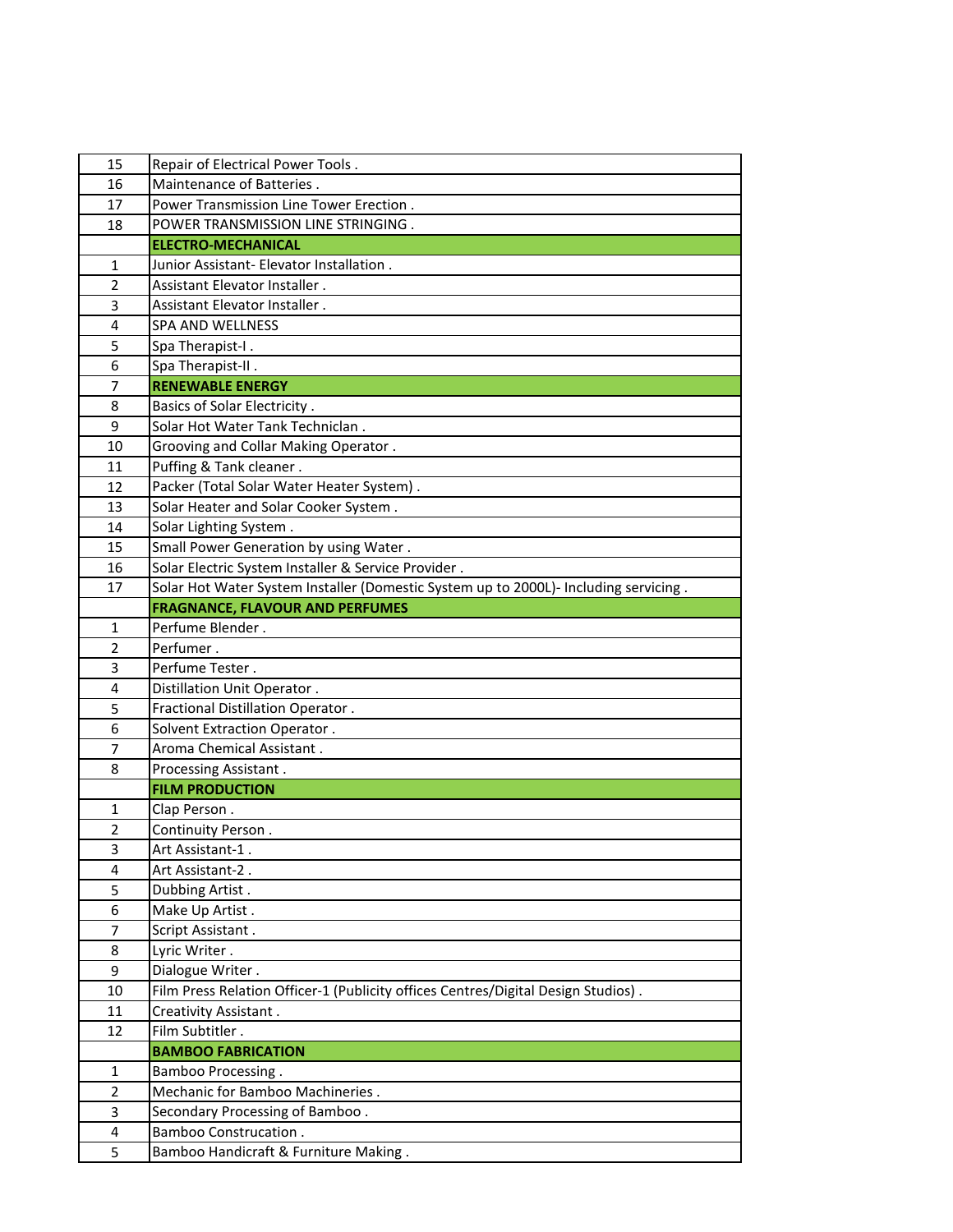| | |
|---|---|
| 15 | Repair of Electrical Power Tools . |
| 16 | Maintenance of Batteries . |
| 17 | Power Transmission Line Tower Erection . |
| 18 | POWER TRANSMISSION LINE STRINGING . |
| | **ELECTRO-MECHANICAL** |
| 1 | Junior Assistant- Elevator Installation . |
| 2 | Assistant Elevator Installer . |
| 3 | Assistant Elevator Installer . |
| 4 | SPA AND WELLNESS |
| 5 | Spa Therapist-I . |
| 6 | Spa Therapist-II . |
| 7 | **RENEWABLE ENERGY** |
| 8 | Basics of Solar Electricity . |
| 9 | Solar Hot Water Tank Techniclan . |
| 10 | Grooving and Collar Making Operator . |
| 11 | Puffing & Tank cleaner . |
| 12 | Packer (Total Solar Water Heater System) . |
| 13 | Solar Heater and Solar Cooker System . |
| 14 | Solar Lighting System . |
| 15 | Small Power Generation by using Water . |
| 16 | Solar Electric System Installer & Service Provider . |
| 17 | Solar Hot Water System Installer (Domestic System up to 2000L)- Including servicing . |
| | **FRAGNANCE, FLAVOUR AND PERFUMES** |
| 1 | Perfume Blender . |
| 2 | Perfumer . |
| 3 | Perfume Tester . |
| 4 | Distillation Unit Operator . |
| 5 | Fractional Distillation Operator . |
| 6 | Solvent Extraction Operator . |
| 7 | Aroma Chemical Assistant . |
| 8 | Processing Assistant . |
| | **FILM PRODUCTION** |
| 1 | Clap Person . |
| 2 | Continuity Person . |
| 3 | Art Assistant-1 . |
| 4 | Art Assistant-2 . |
| 5 | Dubbing Artist . |
| 6 | Make Up Artist . |
| 7 | Script Assistant . |
| 8 | Lyric Writer . |
| 9 | Dialogue Writer . |
| 10 | Film Press Relation Officer-1 (Publicity offices Centres/Digital Design Studios) . |
| 11 | Creativity Assistant . |
| 12 | Film Subtitler . |
| | **BAMBOO FABRICATION** |
| 1 | Bamboo Processing . |
| 2 | Mechanic for Bamboo Machineries . |
| 3 | Secondary Processing of Bamboo . |
| 4 | Bamboo Construcation . |
| 5 | Bamboo Handicraft & Furniture Making . |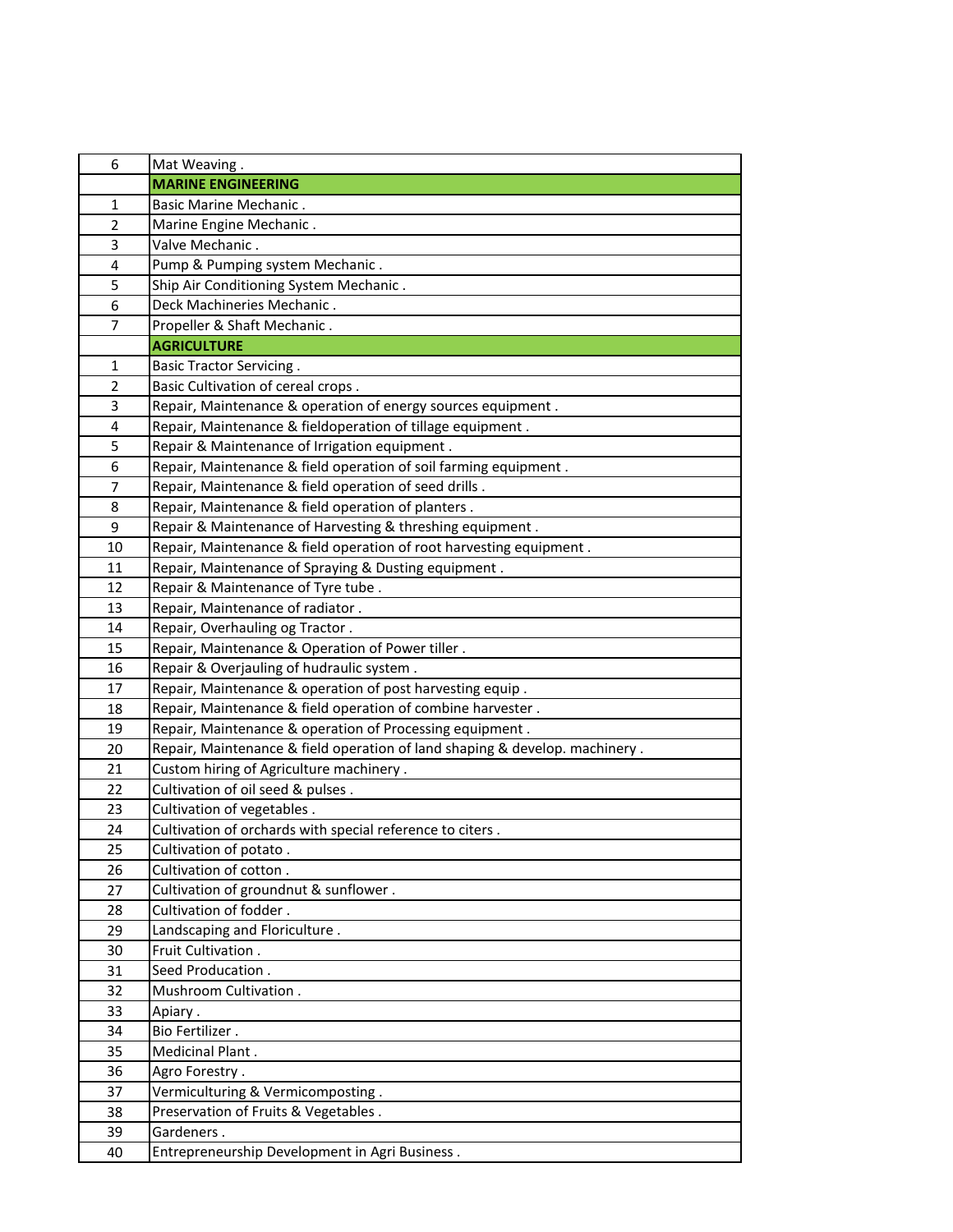| | |
|---|---|
| 6 | Mat Weaving . |
| | **MARINE ENGINEERING** |
| 1 | Basic Marine Mechanic . |
| 2 | Marine Engine Mechanic . |
| 3 | Valve Mechanic . |
| 4 | Pump & Pumping system Mechanic . |
| 5 | Ship Air Conditioning System Mechanic . |
| 6 | Deck Machineries Mechanic . |
| 7 | Propeller & Shaft Mechanic . |
| | **AGRICULTURE** |
| 1 | Basic Tractor Servicing . |
| 2 | Basic Cultivation of cereal crops . |
| 3 | Repair, Maintenance & operation of energy sources equipment . |
| 4 | Repair, Maintenance & fieldoperation of tillage equipment . |
| 5 | Repair & Maintenance of Irrigation equipment . |
| 6 | Repair, Maintenance & field operation of soil farming equipment . |
| 7 | Repair, Maintenance & field operation of seed drills . |
| 8 | Repair, Maintenance & field operation of planters . |
| 9 | Repair & Maintenance of Harvesting & threshing equipment . |
| 10 | Repair, Maintenance & field operation of root harvesting equipment . |
| 11 | Repair, Maintenance of Spraying & Dusting equipment . |
| 12 | Repair & Maintenance of Tyre tube . |
| 13 | Repair, Maintenance of radiator . |
| 14 | Repair, Overhauling og Tractor . |
| 15 | Repair, Maintenance & Operation of Power tiller . |
| 16 | Repair & Overjauling of hudraulic system . |
| 17 | Repair, Maintenance & operation of post harvesting equip . |
| 18 | Repair, Maintenance & field operation of combine harvester . |
| 19 | Repair, Maintenance & operation of Processing equipment . |
| 20 | Repair, Maintenance & field operation of land shaping & develop. machinery . |
| 21 | Custom hiring of Agriculture machinery . |
| 22 | Cultivation of oil seed & pulses . |
| 23 | Cultivation of vegetables . |
| 24 | Cultivation of orchards with special reference to citers . |
| 25 | Cultivation of potato . |
| 26 | Cultivation of cotton . |
| 27 | Cultivation of groundnut & sunflower . |
| 28 | Cultivation of fodder . |
| 29 | Landscaping and Floriculture . |
| 30 | Fruit Cultivation . |
| 31 | Seed Producation . |
| 32 | Mushroom Cultivation . |
| 33 | Apiary . |
| 34 | Bio Fertilizer . |
| 35 | Medicinal Plant . |
| 36 | Agro Forestry . |
| 37 | Vermiculturing & Vermicomposting . |
| 38 | Preservation of Fruits & Vegetables . |
| 39 | Gardeners . |
| 40 | Entrepreneurship Development in Agri Business . |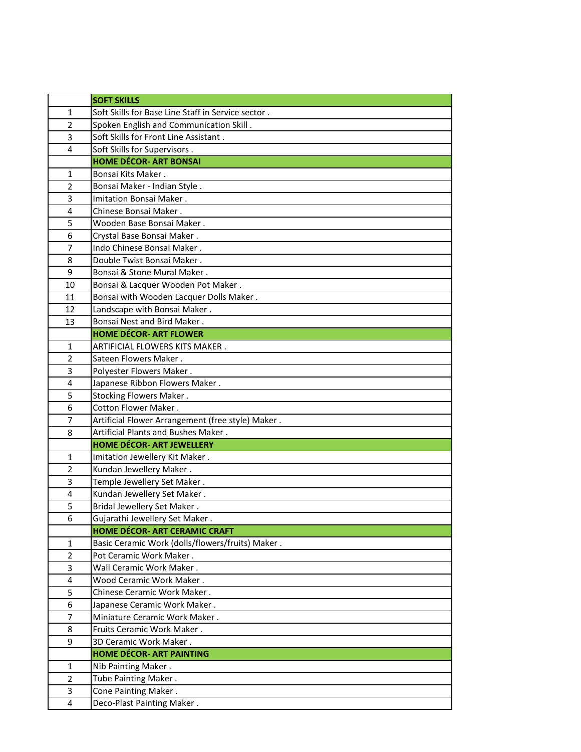| | SOFT SKILLS |
|---|---|
| 1 | Soft Skills for Base Line Staff in Service sector . |
| 2 | Spoken English and Communication Skill . |
| 3 | Soft Skills for Front Line Assistant . |
| 4 | Soft Skills for Supervisors . |
| | **HOME DÉCOR- ART BONSAI** |
| 1 | Bonsai Kits Maker . |
| 2 | Bonsai Maker - Indian Style . |
| 3 | Imitation Bonsai Maker . |
| 4 | Chinese Bonsai Maker . |
| 5 | Wooden Base Bonsai Maker . |
| 6 | Crystal Base Bonsai Maker . |
| 7 | Indo Chinese Bonsai Maker . |
| 8 | Double Twist Bonsai Maker . |
| 9 | Bonsai & Stone Mural Maker . |
| 10 | Bonsai & Lacquer Wooden Pot Maker . |
| 11 | Bonsai with Wooden Lacquer Dolls Maker . |
| 12 | Landscape with Bonsai Maker . |
| 13 | Bonsai Nest and Bird Maker . |
| | **HOME DÉCOR- ART FLOWER** |
| 1 | ARTIFICIAL FLOWERS KITS MAKER . |
| 2 | Sateen Flowers Maker . |
| 3 | Polyester Flowers Maker . |
| 4 | Japanese Ribbon Flowers Maker . |
| 5 | Stocking Flowers Maker . |
| 6 | Cotton Flower Maker . |
| 7 | Artificial Flower Arrangement (free style) Maker . |
| 8 | Artificial Plants and Bushes Maker . |
| | **HOME DÉCOR- ART JEWELLERY** |
| 1 | Imitation Jewellery Kit Maker . |
| 2 | Kundan Jewellery Maker . |
| 3 | Temple Jewellery Set Maker . |
| 4 | Kundan Jewellery Set Maker . |
| 5 | Bridal Jewellery Set Maker . |
| 6 | Gujarathi Jewellery Set Maker . |
| | **HOME DÉCOR- ART CERAMIC CRAFT** |
| 1 | Basic Ceramic Work (dolls/flowers/fruits) Maker . |
| 2 | Pot Ceramic Work Maker . |
| 3 | Wall Ceramic Work Maker . |
| 4 | Wood Ceramic Work Maker . |
| 5 | Chinese Ceramic Work Maker . |
| 6 | Japanese Ceramic Work Maker . |
| 7 | Miniature Ceramic Work Maker . |
| 8 | Fruits Ceramic Work Maker . |
| 9 | 3D Ceramic Work Maker . |
| | **HOME DÉCOR- ART PAINTING** |
| 1 | Nib Painting Maker . |
| 2 | Tube Painting Maker . |
| 3 | Cone Painting Maker . |
| 4 | Deco-Plast Painting Maker . |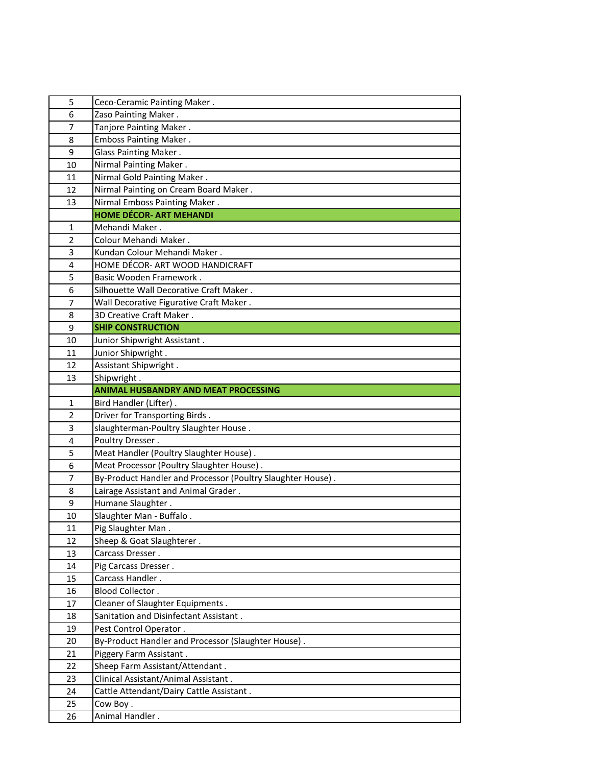| | |
|---|---|
| 5 | Ceco-Ceramic Painting Maker . |
| 6 | Zaso Painting Maker . |
| 7 | Tanjore Painting Maker . |
| 8 | Emboss Painting Maker . |
| 9 | Glass Painting Maker . |
| 10 | Nirmal Painting Maker . |
| 11 | Nirmal Gold Painting Maker . |
| 12 | Nirmal Painting on Cream Board Maker . |
| 13 | Nirmal Emboss Painting Maker . |
| | **HOME DÉCOR- ART MEHANDI** |
| 1 | Mehandi Maker . |
| 2 | Colour Mehandi Maker . |
| 3 | Kundan Colour Mehandi Maker . |
| 4 | HOME DÉCOR- ART WOOD HANDICRAFT |
| 5 | Basic Wooden Framework . |
| 6 | Silhouette Wall Decorative Craft Maker . |
| 7 | Wall Decorative Figurative Craft Maker . |
| 8 | 3D Creative Craft Maker . |
| 9 | **SHIP CONSTRUCTION** |
| 10 | Junior Shipwright Assistant . |
| 11 | Junior Shipwright . |
| 12 | Assistant Shipwright . |
| 13 | Shipwright . |
| | **ANIMAL HUSBANDRY AND MEAT PROCESSING** |
| 1 | Bird Handler (Lifter) . |
| 2 | Driver for Transporting Birds . |
| 3 | slaughterman-Poultry Slaughter House . |
| 4 | Poultry Dresser . |
| 5 | Meat Handler (Poultry Slaughter House) . |
| 6 | Meat Processor (Poultry Slaughter House) . |
| 7 | By-Product Handler and Processor (Poultry Slaughter House) . |
| 8 | Lairage Assistant and Animal Grader . |
| 9 | Humane Slaughter . |
| 10 | Slaughter Man - Buffalo . |
| 11 | Pig Slaughter Man . |
| 12 | Sheep & Goat Slaughterer . |
| 13 | Carcass Dresser . |
| 14 | Pig Carcass Dresser . |
| 15 | Carcass Handler . |
| 16 | Blood Collector . |
| 17 | Cleaner of Slaughter Equipments . |
| 18 | Sanitation and Disinfectant Assistant . |
| 19 | Pest Control Operator . |
| 20 | By-Product Handler and Processor (Slaughter House) . |
| 21 | Piggery Farm Assistant . |
| 22 | Sheep Farm Assistant/Attendant . |
| 23 | Clinical Assistant/Animal Assistant . |
| 24 | Cattle Attendant/Dairy Cattle Assistant . |
| 25 | Cow Boy . |
| 26 | Animal Handler . |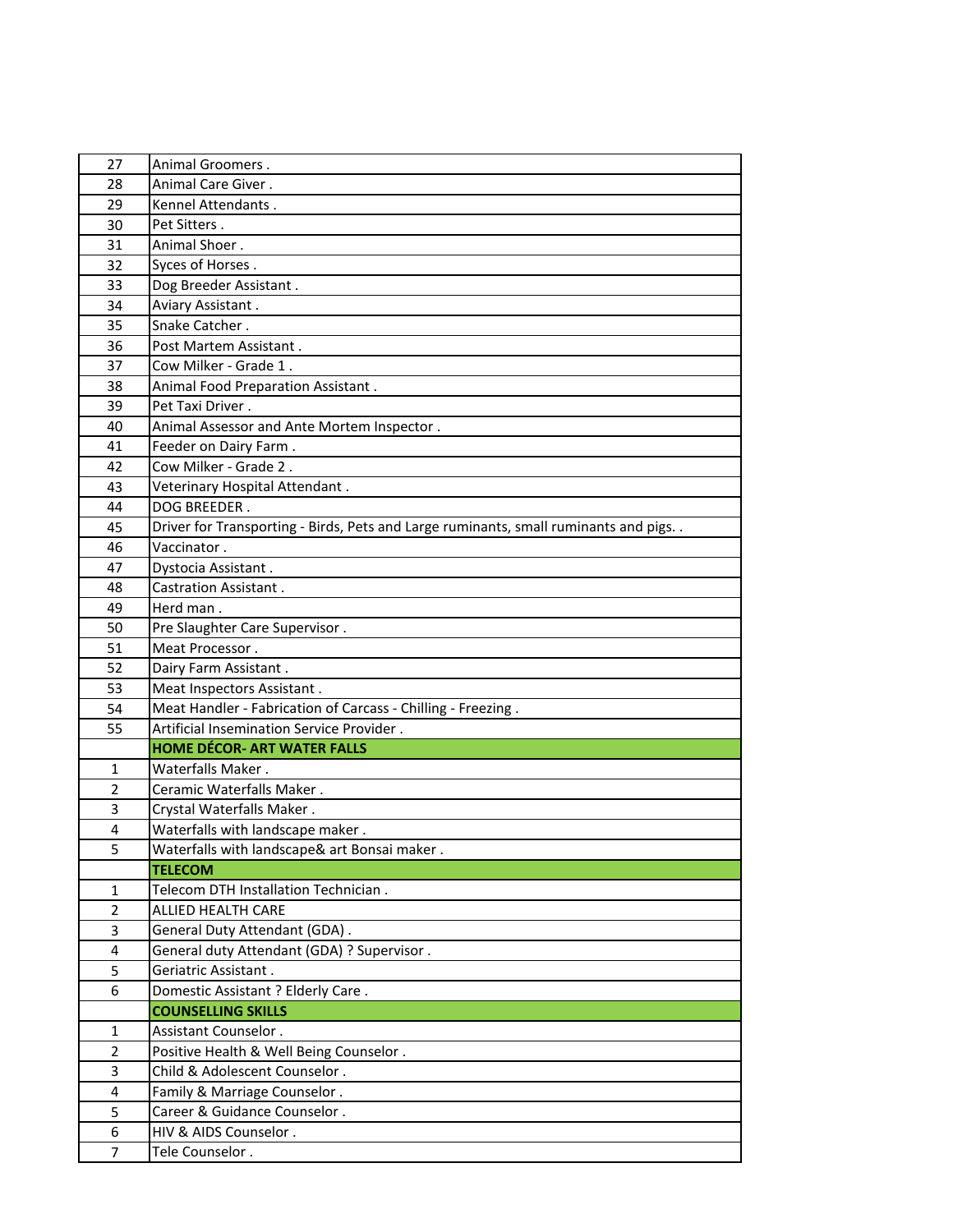| | |
|---|---|
| 27 | Animal Groomers . |
| 28 | Animal Care Giver . |
| 29 | Kennel Attendants . |
| 30 | Pet Sitters . |
| 31 | Animal Shoer . |
| 32 | Syces of Horses . |
| 33 | Dog Breeder Assistant . |
| 34 | Aviary Assistant . |
| 35 | Snake Catcher . |
| 36 | Post Martem Assistant . |
| 37 | Cow Milker - Grade 1 . |
| 38 | Animal Food Preparation Assistant . |
| 39 | Pet Taxi Driver . |
| 40 | Animal Assessor and Ante Mortem Inspector . |
| 41 | Feeder on Dairy Farm . |
| 42 | Cow Milker - Grade 2 . |
| 43 | Veterinary Hospital Attendant . |
| 44 | DOG BREEDER . |
| 45 | Driver for Transporting - Birds, Pets and Large ruminants, small ruminants and pigs. . |
| 46 | Vaccinator . |
| 47 | Dystocia Assistant . |
| 48 | Castration Assistant . |
| 49 | Herd man . |
| 50 | Pre Slaughter Care Supervisor . |
| 51 | Meat Processor . |
| 52 | Dairy Farm Assistant . |
| 53 | Meat Inspectors Assistant . |
| 54 | Meat Handler - Fabrication of Carcass - Chilling - Freezing . |
| 55 | Artificial Insemination Service Provider . |
| | **HOME DÉCOR- ART WATER FALLS** |
| 1 | Waterfalls Maker . |
| 2 | Ceramic Waterfalls Maker . |
| 3 | Crystal Waterfalls Maker . |
| 4 | Waterfalls with landscape maker . |
| 5 | Waterfalls with landscape& art Bonsai maker . |
| | **TELECOM** |
| 1 | Telecom DTH Installation Technician . |
| 2 | ALLIED HEALTH CARE |
| 3 | General Duty Attendant (GDA) . |
| 4 | General duty Attendant (GDA) ? Supervisor . |
| 5 | Geriatric Assistant . |
| 6 | Domestic Assistant ? Elderly Care . |
| | **COUNSELLING SKILLS** |
| 1 | Assistant Counselor . |
| 2 | Positive Health & Well Being Counselor . |
| 3 | Child & Adolescent Counselor . |
| 4 | Family & Marriage Counselor . |
| 5 | Career & Guidance Counselor . |
| 6 | HIV & AIDS Counselor . |
| 7 | Tele Counselor . |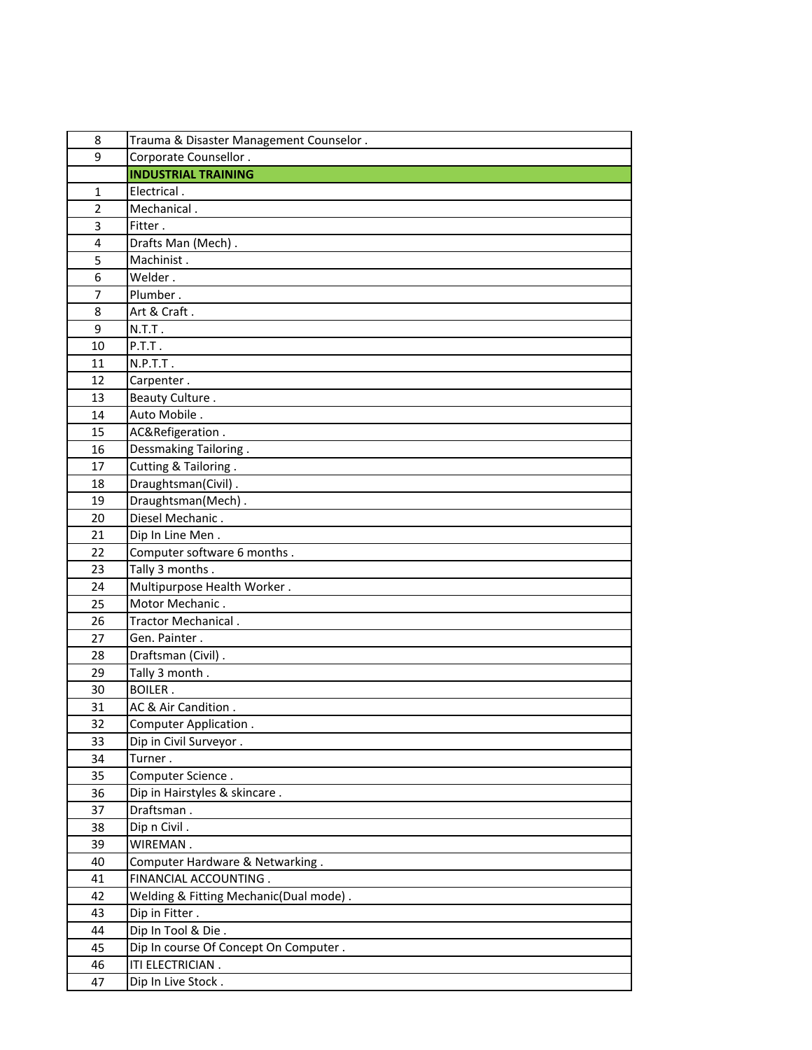| | |
|---|---|
| 8 | Trauma & Disaster Management Counselor . |
| 9 | Corporate Counsellor . |
| | **INDUSTRIAL TRAINING** |
| 1 | Electrical . |
| 2 | Mechanical . |
| 3 | Fitter . |
| 4 | Drafts Man (Mech) . |
| 5 | Machinist . |
| 6 | Welder . |
| 7 | Plumber . |
| 8 | Art & Craft . |
| 9 | N.T.T . |
| 10 | P.T.T . |
| 11 | N.P.T.T . |
| 12 | Carpenter . |
| 13 | Beauty Culture . |
| 14 | Auto Mobile . |
| 15 | AC&Refigeration . |
| 16 | Dessmaking Tailoring . |
| 17 | Cutting & Tailoring . |
| 18 | Draughtsman(Civil) . |
| 19 | Draughtsman(Mech) . |
| 20 | Diesel Mechanic . |
| 21 | Dip In Line Men . |
| 22 | Computer software 6 months . |
| 23 | Tally 3 months . |
| 24 | Multipurpose Health Worker . |
| 25 | Motor Mechanic . |
| 26 | Tractor Mechanical . |
| 27 | Gen. Painter . |
| 28 | Draftsman (Civil) . |
| 29 | Tally 3 month . |
| 30 | BOILER . |
| 31 | AC & Air Candition . |
| 32 | Computer Application . |
| 33 | Dip in Civil Surveyor . |
| 34 | Turner . |
| 35 | Computer Science . |
| 36 | Dip in Hairstyles & skincare . |
| 37 | Draftsman . |
| 38 | Dip n Civil . |
| 39 | WIREMAN . |
| 40 | Computer Hardware & Netwarking . |
| 41 | FINANCIAL ACCOUNTING . |
| 42 | Welding & Fitting Mechanic(Dual mode) . |
| 43 | Dip in Fitter . |
| 44 | Dip In Tool & Die . |
| 45 | Dip In course Of Concept On Computer . |
| 46 | ITI ELECTRICIAN . |
| 47 | Dip In Live Stock . |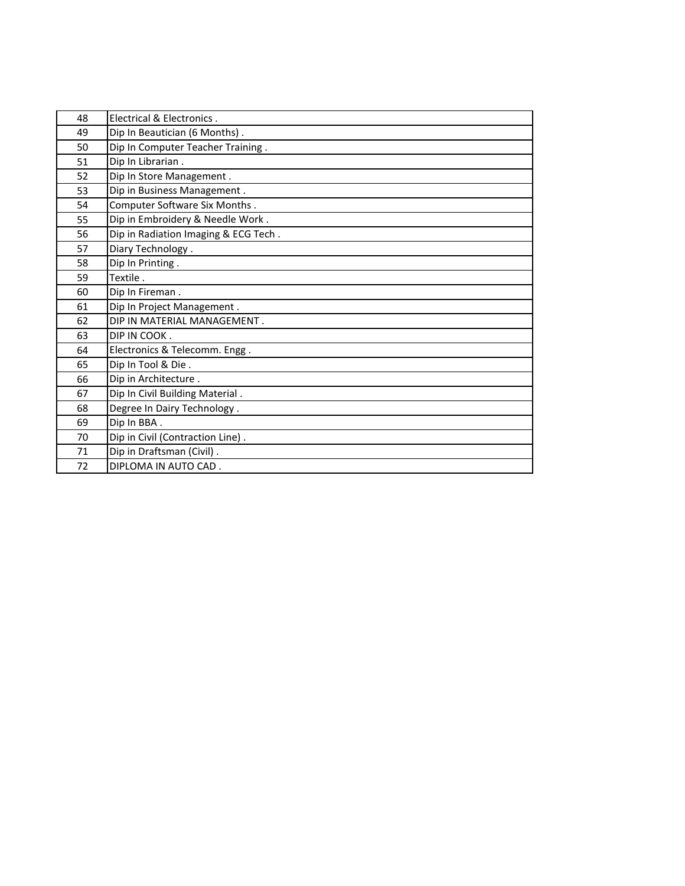| 48 | Electrical & Electronics . |
|---|---|
| 49 | Dip In Beautician (6 Months) . |
| 50 | Dip In Computer Teacher Training . |
| 51 | Dip In Librarian . |
| 52 | Dip In Store Management . |
| 53 | Dip in Business Management . |
| 54 | Computer Software Six Months . |
| 55 | Dip in Embroidery & Needle Work . |
| 56 | Dip in Radiation Imaging & ECG Tech . |
| 57 | Diary Technology . |
| 58 | Dip In Printing . |
| 59 | Textile . |
| 60 | Dip In Fireman . |
| 61 | Dip In Project Management . |
| 62 | DIP IN MATERIAL MANAGEMENT . |
| 63 | DIP IN COOK . |
| 64 | Electronics & Telecomm. Engg . |
| 65 | Dip In Tool & Die . |
| 66 | Dip in Architecture . |
| 67 | Dip In Civil Building Material . |
| 68 | Degree In Dairy Technology . |
| 69 | Dip In BBA . |
| 70 | Dip in Civil (Contraction Line) . |
| 71 | Dip in Draftsman (Civil) . |
| 72 | DIPLOMA IN AUTO CAD . |